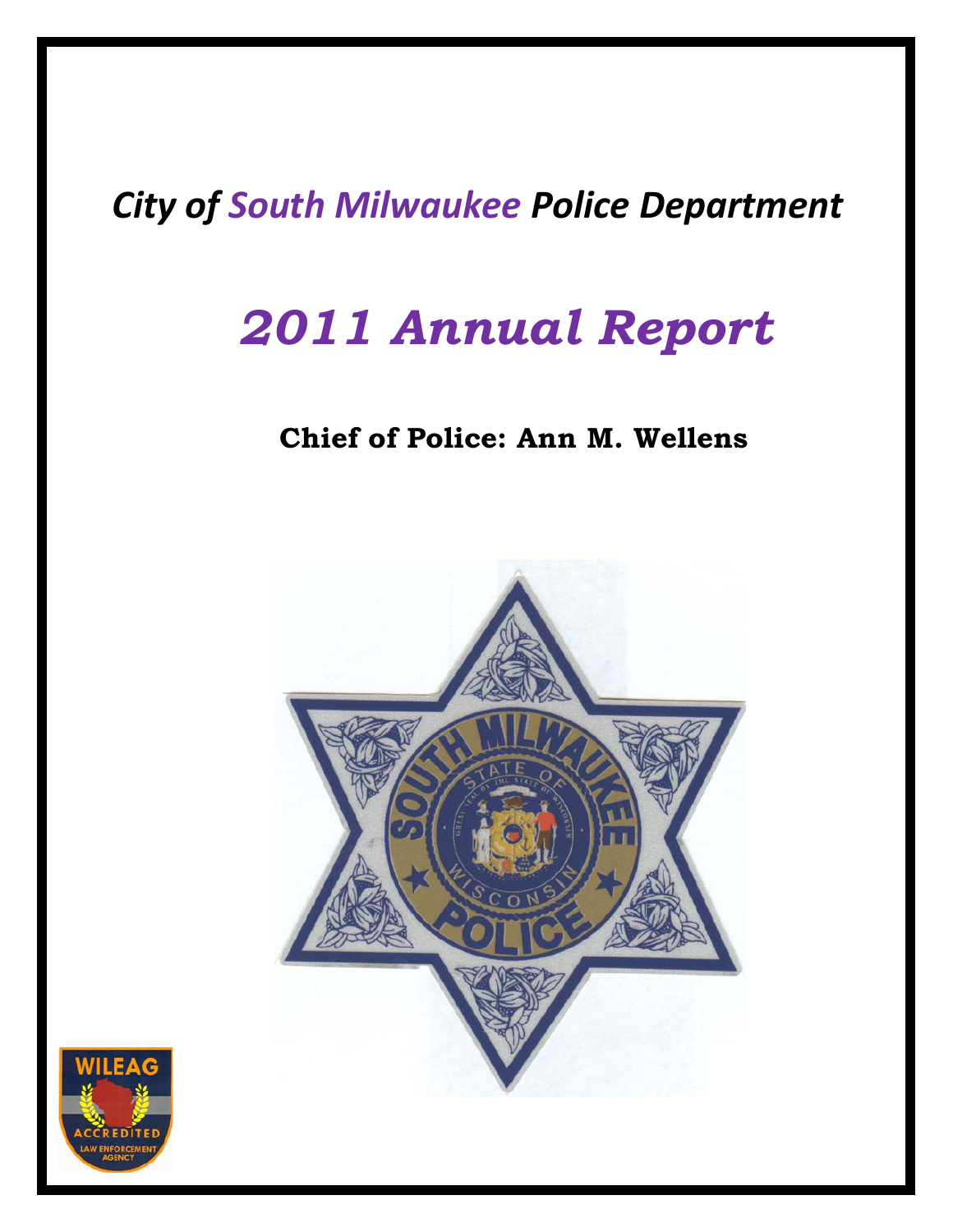# *City of South Milwaukee Police Department*

# *2011 Annual Report*

**Chief of Police: Ann M. Wellens**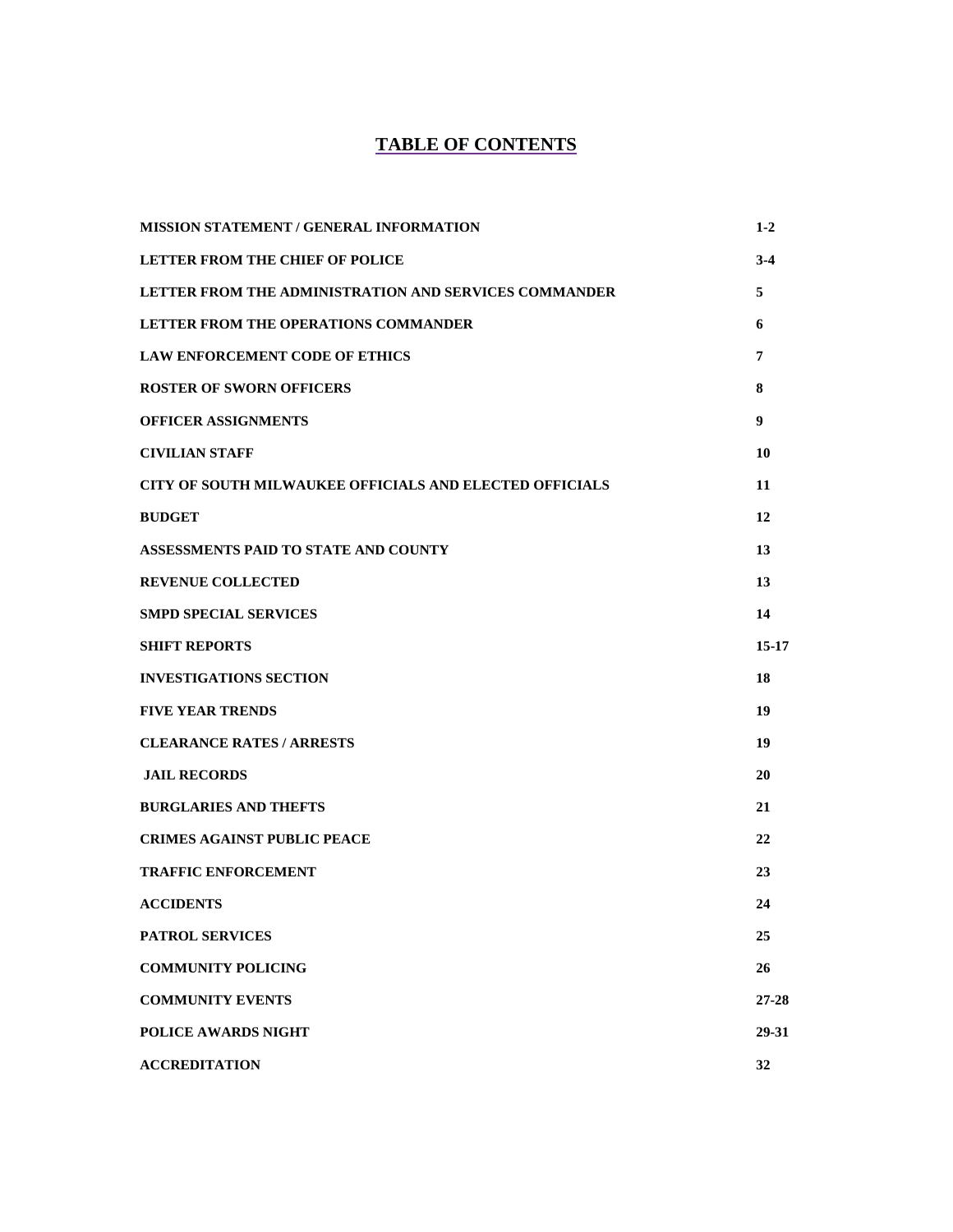# TABLE OF CONTENTS

| | |
|---|---|
| **MISSION STATEMENT / GENERAL INFORMATION** | **1-2** |
| **LETTER FROM THE CHIEF OF POLICE** | **3-4** |
| **LETTER FROM THE ADMINISTRATION AND SERVICES COMMANDER** | **5** |
| **LETTER FROM THE OPERATIONS COMMANDER** | **6** |
| **LAW ENFORCEMENT CODE OF ETHICS** | **7** |
| **ROSTER OF SWORN OFFICERS** | **8** |
| **OFFICER ASSIGNMENTS** | **9** |
| **CIVILIAN STAFF** | **10** |
| **CITY OF SOUTH MILWAUKEE OFFICIALS AND ELECTED OFFICIALS** | **11** |
| **BUDGET** | **12** |
| **ASSESSMENTS PAID TO STATE AND COUNTY** | **13** |
| **REVENUE COLLECTED** | **13** |
| **SMPD SPECIAL SERVICES** | **14** |
| **SHIFT REPORTS** | **15-17** |
| **INVESTIGATIONS SECTION** | **18** |
| **FIVE YEAR TRENDS** | **19** |
| **CLEARANCE RATES / ARRESTS** | **19** |
| **JAIL RECORDS** | **20** |
| **BURGLARIES AND THEFTS** | **21** |
| **CRIMES AGAINST PUBLIC PEACE** | **22** |
| **TRAFFIC ENFORCEMENT** | **23** |
| **ACCIDENTS** | **24** |
| **PATROL SERVICES** | **25** |
| **COMMUNITY POLICING** | **26** |
| **COMMUNITY EVENTS** | **27-28** |
| **POLICE AWARDS NIGHT** | **29-31** |
| **ACCREDITATION** | **32** |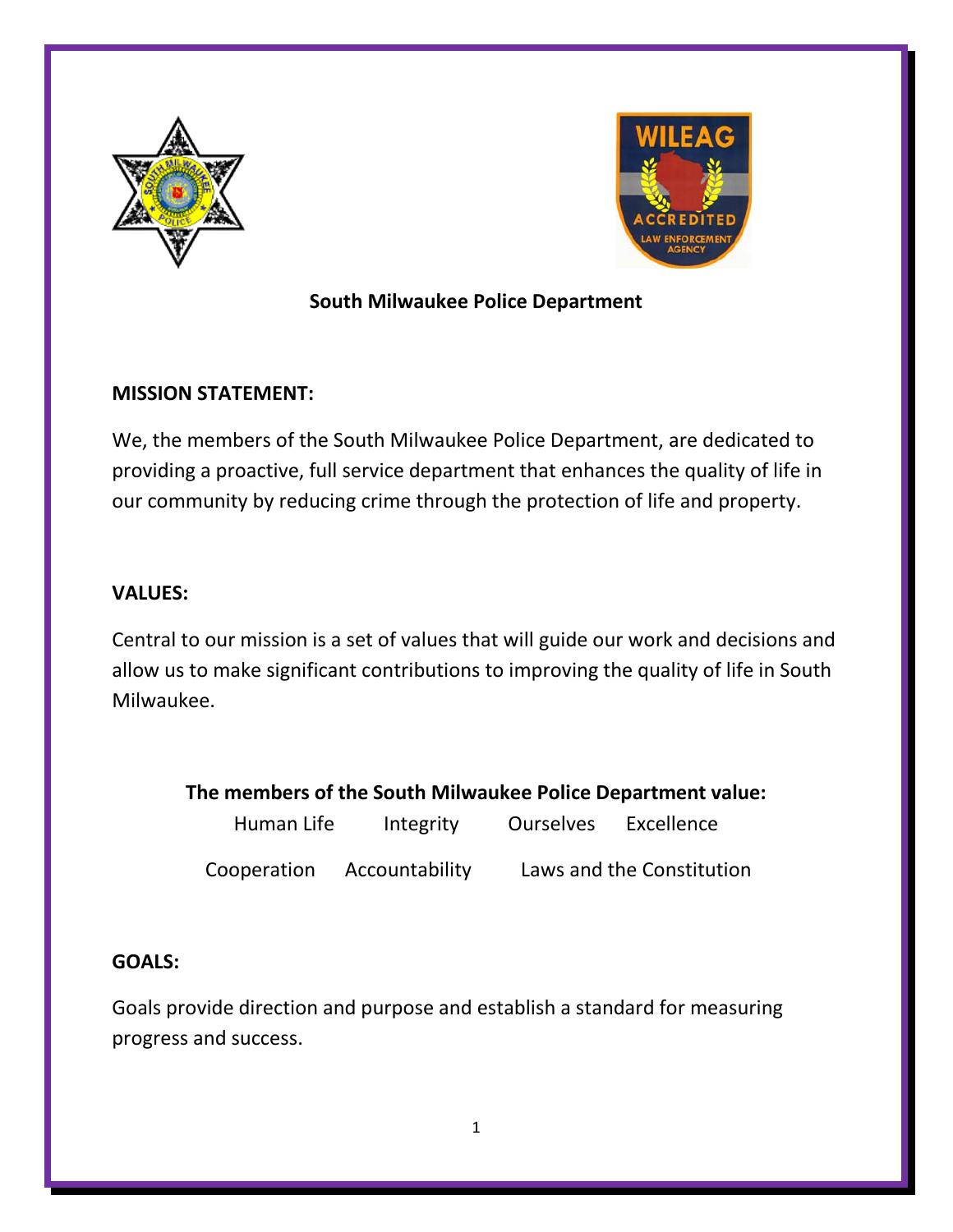**South Milwaukee Police Department**

**MISSION STATEMENT:**

We, the members of the South Milwaukee Police Department, are dedicated to providing a proactive, full service department that enhances the quality of life in our community by reducing crime through the protection of life and property.

**VALUES:**

Central to our mission is a set of values that will guide our work and decisions and allow us to make significant contributions to improving the quality of life in South Milwaukee.

**The members of the South Milwaukee Police Department value:**

Human Life    Integrity    Ourselves    Excellence

Cooperation    Accountability    Laws and the Constitution

**GOALS:**

Goals provide direction and purpose and establish a standard for measuring progress and success.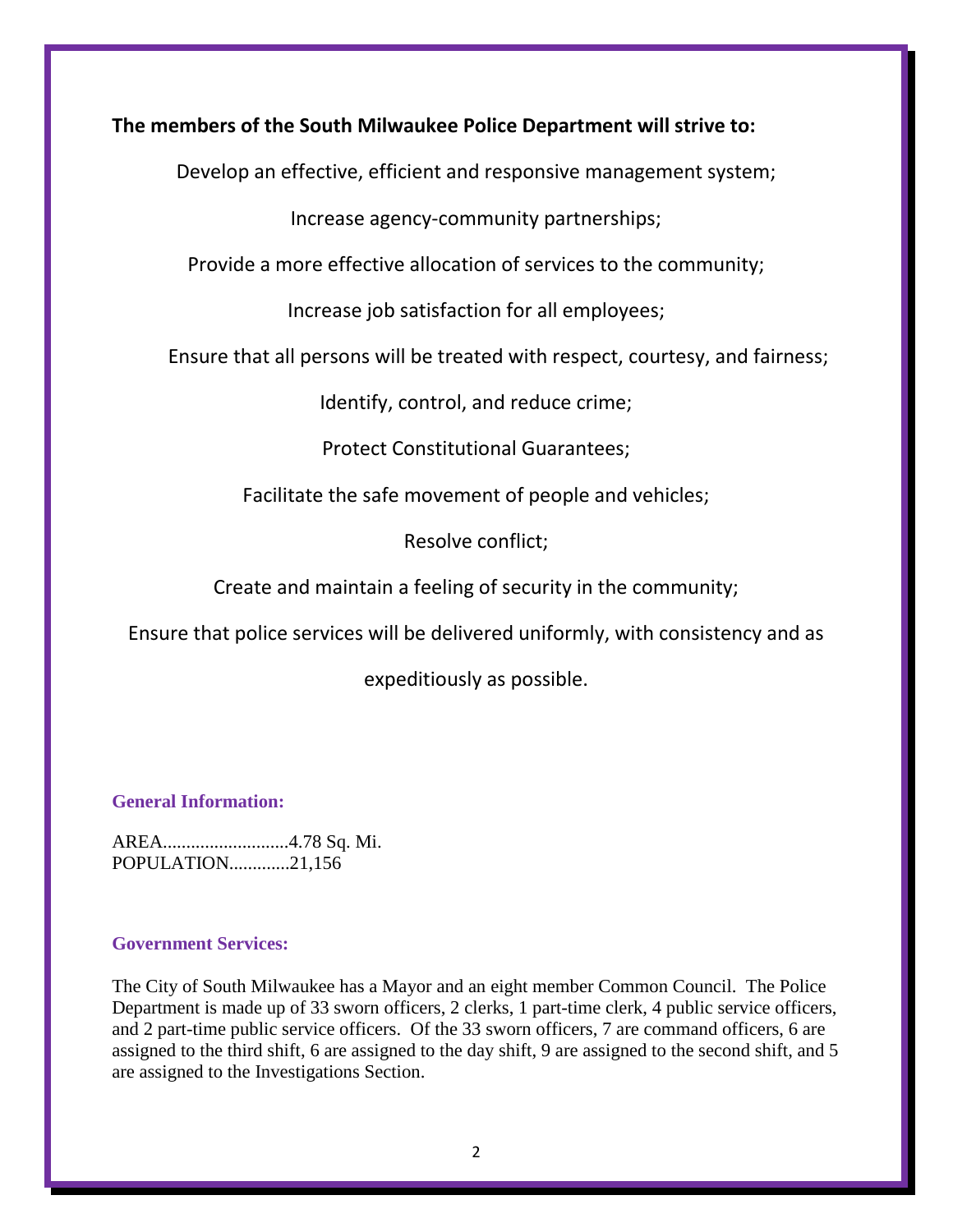**The members of the South Milwaukee Police Department will strive to:**

Develop an effective, efficient and responsive management system;

Increase agency-community partnerships;

Provide a more effective allocation of services to the community;

Increase job satisfaction for all employees;

Ensure that all persons will be treated with respect, courtesy, and fairness;

Identify, control, and reduce crime;

Protect Constitutional Guarantees;

Facilitate the safe movement of people and vehicles;

Resolve conflict;

Create and maintain a feeling of security in the community;

Ensure that police services will be delivered uniformly, with consistency and as expeditiously as possible.

### General Information:

AREA...........................4.78 Sq. Mi.
POPULATION.............21,156

### Government Services:

The City of South Milwaukee has a Mayor and an eight member Common Council. The Police Department is made up of 33 sworn officers, 2 clerks, 1 part-time clerk, 4 public service officers, and 2 part-time public service officers. Of the 33 sworn officers, 7 are command officers, 6 are assigned to the third shift, 6 are assigned to the day shift, 9 are assigned to the second shift, and 5 are assigned to the Investigations Section.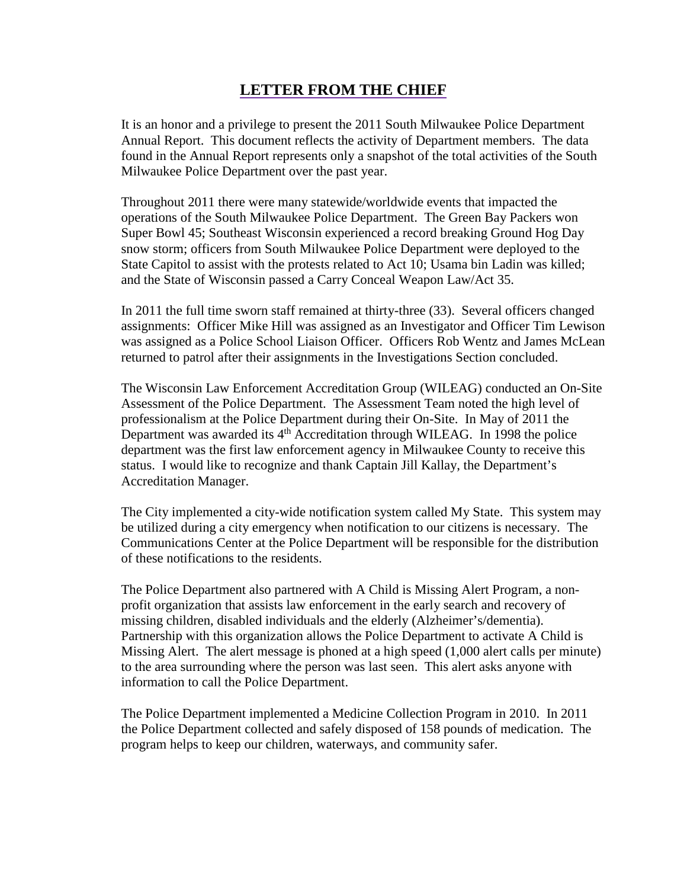# LETTER FROM THE CHIEF

It is an honor and a privilege to present the 2011 South Milwaukee Police Department Annual Report. This document reflects the activity of Department members. The data found in the Annual Report represents only a snapshot of the total activities of the South Milwaukee Police Department over the past year.

Throughout 2011 there were many statewide/worldwide events that impacted the operations of the South Milwaukee Police Department. The Green Bay Packers won Super Bowl 45; Southeast Wisconsin experienced a record breaking Ground Hog Day snow storm; officers from South Milwaukee Police Department were deployed to the State Capitol to assist with the protests related to Act 10; Usama bin Ladin was killed; and the State of Wisconsin passed a Carry Conceal Weapon Law/Act 35.

In 2011 the full time sworn staff remained at thirty-three (33). Several officers changed assignments: Officer Mike Hill was assigned as an Investigator and Officer Tim Lewison was assigned as a Police School Liaison Officer. Officers Rob Wentz and James McLean returned to patrol after their assignments in the Investigations Section concluded.

The Wisconsin Law Enforcement Accreditation Group (WILEAG) conducted an On-Site Assessment of the Police Department. The Assessment Team noted the high level of professionalism at the Police Department during their On-Site. In May of 2011 the Department was awarded its 4th Accreditation through WILEAG. In 1998 the police department was the first law enforcement agency in Milwaukee County to receive this status. I would like to recognize and thank Captain Jill Kallay, the Department's Accreditation Manager.

The City implemented a city-wide notification system called My State. This system may be utilized during a city emergency when notification to our citizens is necessary. The Communications Center at the Police Department will be responsible for the distribution of these notifications to the residents.

The Police Department also partnered with A Child is Missing Alert Program, a non-profit organization that assists law enforcement in the early search and recovery of missing children, disabled individuals and the elderly (Alzheimer's/dementia). Partnership with this organization allows the Police Department to activate A Child is Missing Alert. The alert message is phoned at a high speed (1,000 alert calls per minute) to the area surrounding where the person was last seen. This alert asks anyone with information to call the Police Department.

The Police Department implemented a Medicine Collection Program in 2010. In 2011 the Police Department collected and safely disposed of 158 pounds of medication. The program helps to keep our children, waterways, and community safer.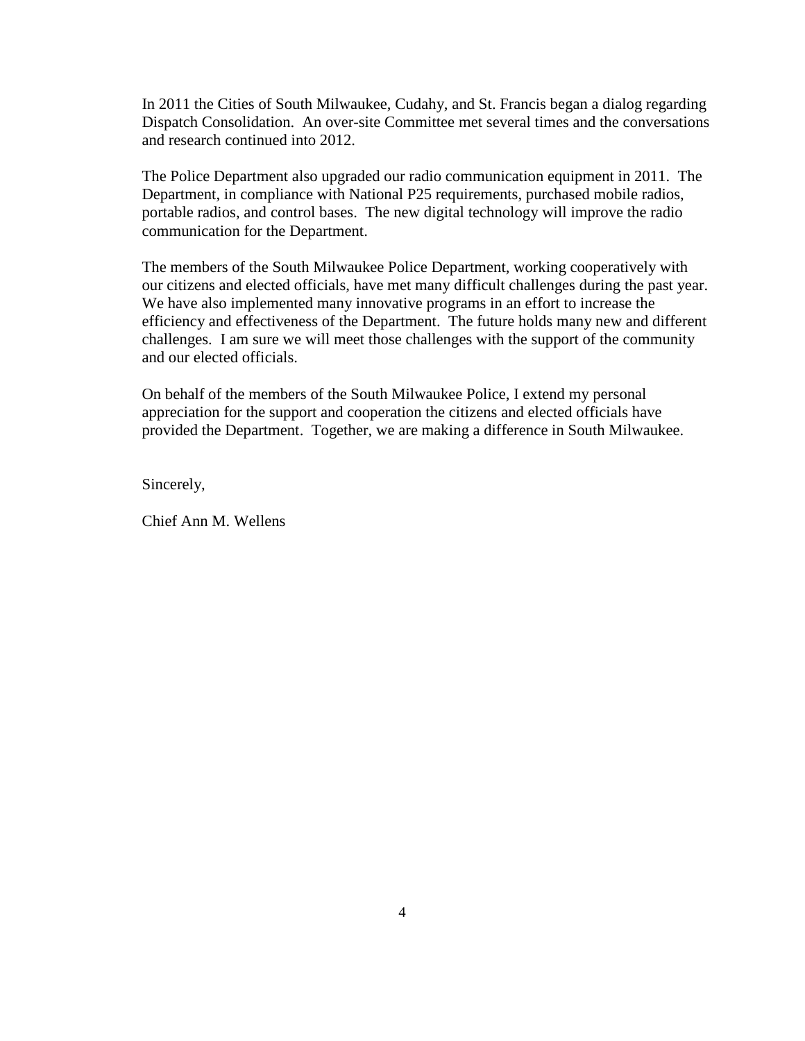In 2011 the Cities of South Milwaukee, Cudahy, and St. Francis began a dialog regarding Dispatch Consolidation. An over-site Committee met several times and the conversations and research continued into 2012.

The Police Department also upgraded our radio communication equipment in 2011. The Department, in compliance with National P25 requirements, purchased mobile radios, portable radios, and control bases. The new digital technology will improve the radio communication for the Department.

The members of the South Milwaukee Police Department, working cooperatively with our citizens and elected officials, have met many difficult challenges during the past year. We have also implemented many innovative programs in an effort to increase the efficiency and effectiveness of the Department. The future holds many new and different challenges. I am sure we will meet those challenges with the support of the community and our elected officials.

On behalf of the members of the South Milwaukee Police, I extend my personal appreciation for the support and cooperation the citizens and elected officials have provided the Department. Together, we are making a difference in South Milwaukee.

Sincerely,

Chief Ann M. Wellens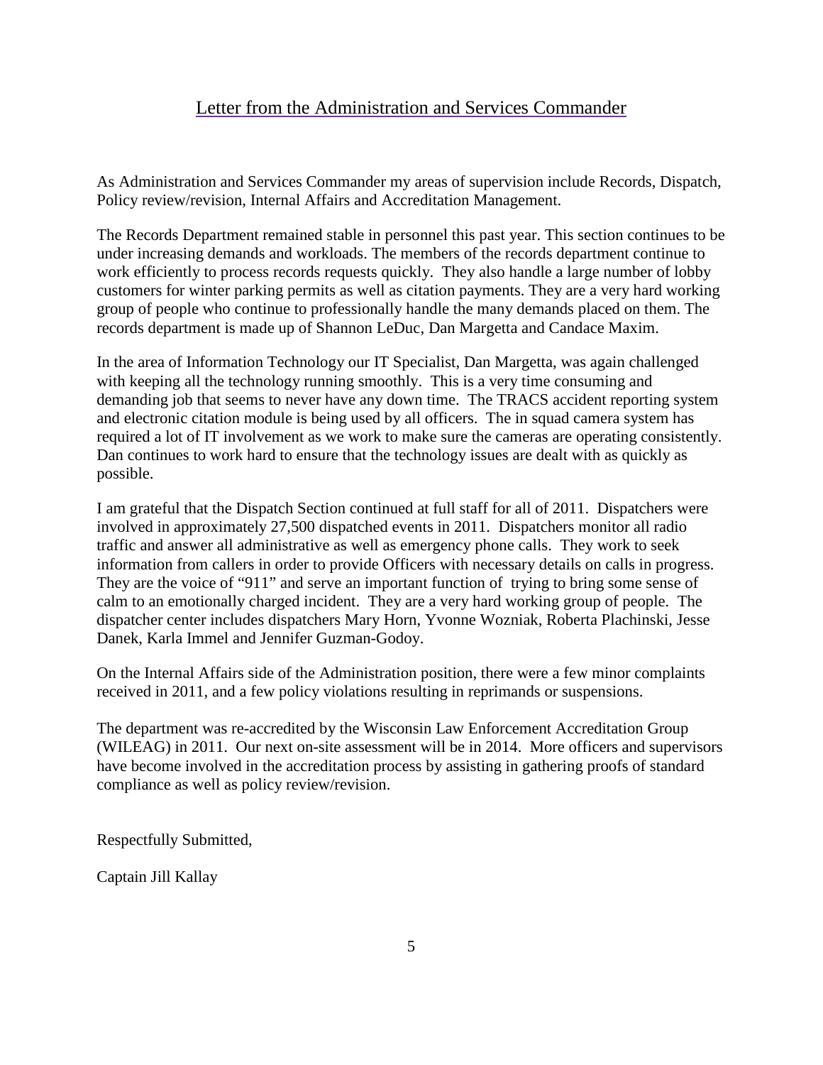## Letter from the Administration and Services Commander

As Administration and Services Commander my areas of supervision include Records, Dispatch, Policy review/revision, Internal Affairs and Accreditation Management.

The Records Department remained stable in personnel this past year. This section continues to be under increasing demands and workloads. The members of the records department continue to work efficiently to process records requests quickly. They also handle a large number of lobby customers for winter parking permits as well as citation payments. They are a very hard working group of people who continue to professionally handle the many demands placed on them. The records department is made up of Shannon LeDuc, Dan Margetta and Candace Maxim.

In the area of Information Technology our IT Specialist, Dan Margetta, was again challenged with keeping all the technology running smoothly. This is a very time consuming and demanding job that seems to never have any down time. The TRACS accident reporting system and electronic citation module is being used by all officers. The in squad camera system has required a lot of IT involvement as we work to make sure the cameras are operating consistently. Dan continues to work hard to ensure that the technology issues are dealt with as quickly as possible.

I am grateful that the Dispatch Section continued at full staff for all of 2011. Dispatchers were involved in approximately 27,500 dispatched events in 2011. Dispatchers monitor all radio traffic and answer all administrative as well as emergency phone calls. They work to seek information from callers in order to provide Officers with necessary details on calls in progress. They are the voice of "911" and serve an important function of trying to bring some sense of calm to an emotionally charged incident. They are a very hard working group of people. The dispatcher center includes dispatchers Mary Horn, Yvonne Wozniak, Roberta Plachinski, Jesse Danek, Karla Immel and Jennifer Guzman-Godoy.

On the Internal Affairs side of the Administration position, there were a few minor complaints received in 2011, and a few policy violations resulting in reprimands or suspensions.

The department was re-accredited by the Wisconsin Law Enforcement Accreditation Group (WILEAG) in 2011. Our next on-site assessment will be in 2014. More officers and supervisors have become involved in the accreditation process by assisting in gathering proofs of standard compliance as well as policy review/revision.

Respectfully Submitted,

Captain Jill Kallay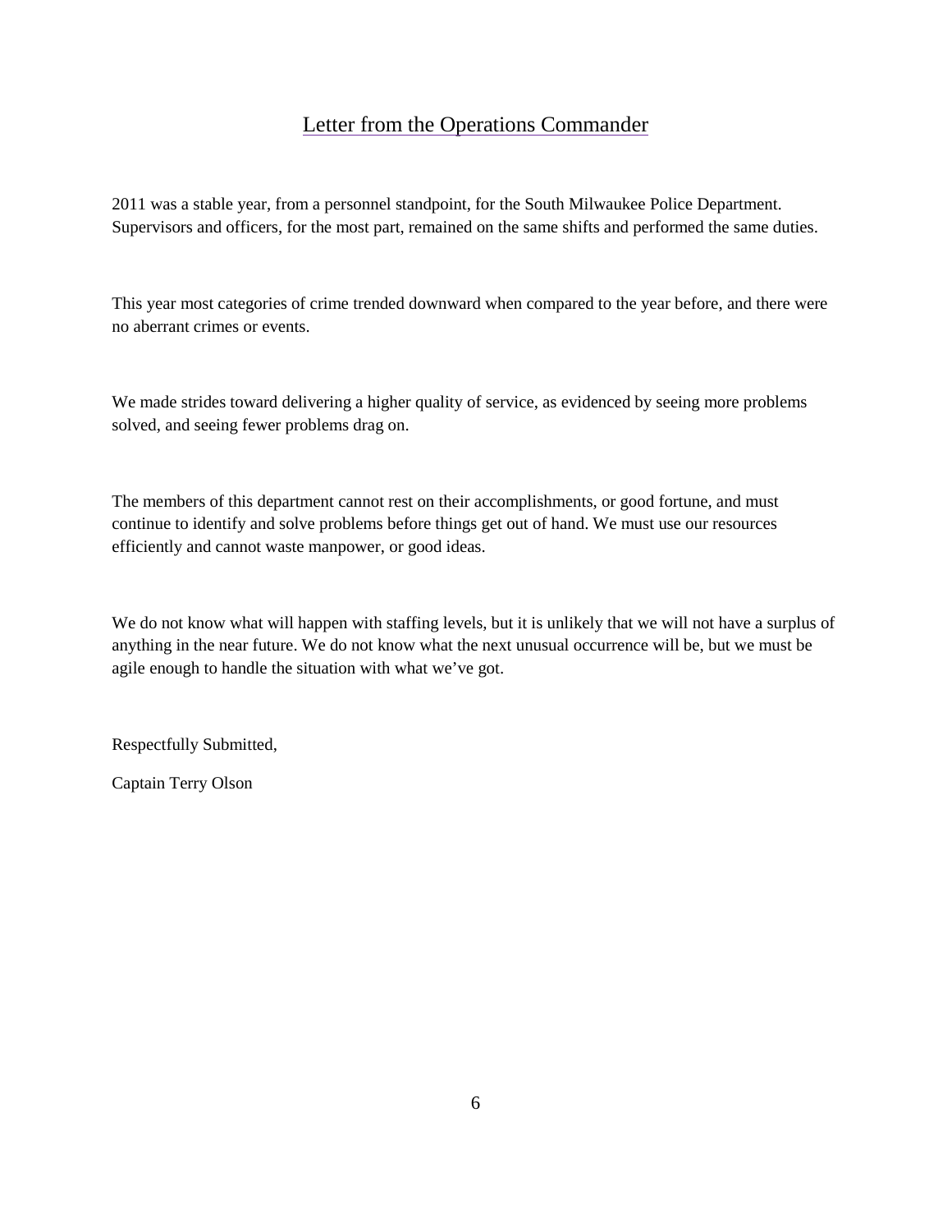# Letter from the Operations Commander

2011 was a stable year, from a personnel standpoint, for the South Milwaukee Police Department. Supervisors and officers, for the most part, remained on the same shifts and performed the same duties.

This year most categories of crime trended downward when compared to the year before, and there were no aberrant crimes or events.

We made strides toward delivering a higher quality of service, as evidenced by seeing more problems solved, and seeing fewer problems drag on.

The members of this department cannot rest on their accomplishments, or good fortune, and must continue to identify and solve problems before things get out of hand. We must use our resources efficiently and cannot waste manpower, or good ideas.

We do not know what will happen with staffing levels, but it is unlikely that we will not have a surplus of anything in the near future. We do not know what the next unusual occurrence will be, but we must be agile enough to handle the situation with what we've got.

Respectfully Submitted,

Captain Terry Olson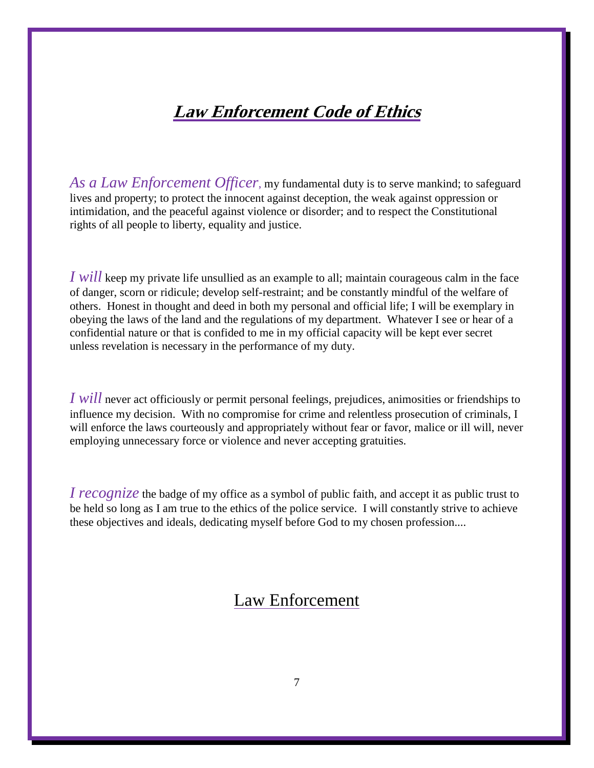# ***Law Enforcement Code of Ethics***

*As a Law Enforcement Officer*, my fundamental duty is to serve mankind; to safeguard lives and property; to protect the innocent against deception, the weak against oppression or intimidation, and the peaceful against violence or disorder; and to respect the Constitutional rights of all people to liberty, equality and justice.

*I will* keep my private life unsullied as an example to all; maintain courageous calm in the face of danger, scorn or ridicule; develop self-restraint; and be constantly mindful of the welfare of others. Honest in thought and deed in both my personal and official life; I will be exemplary in obeying the laws of the land and the regulations of my department. Whatever I see or hear of a confidential nature or that is confided to me in my official capacity will be kept ever secret unless revelation is necessary in the performance of my duty.

*I will* never act officiously or permit personal feelings, prejudices, animosities or friendships to influence my decision. With no compromise for crime and relentless prosecution of criminals, I will enforce the laws courteously and appropriately without fear or favor, malice or ill will, never employing unnecessary force or violence and never accepting gratuities.

*I recognize* the badge of my office as a symbol of public faith, and accept it as public trust to be held so long as I am true to the ethics of the police service. I will constantly strive to achieve these objectives and ideals, dedicating myself before God to my chosen profession....

Law Enforcement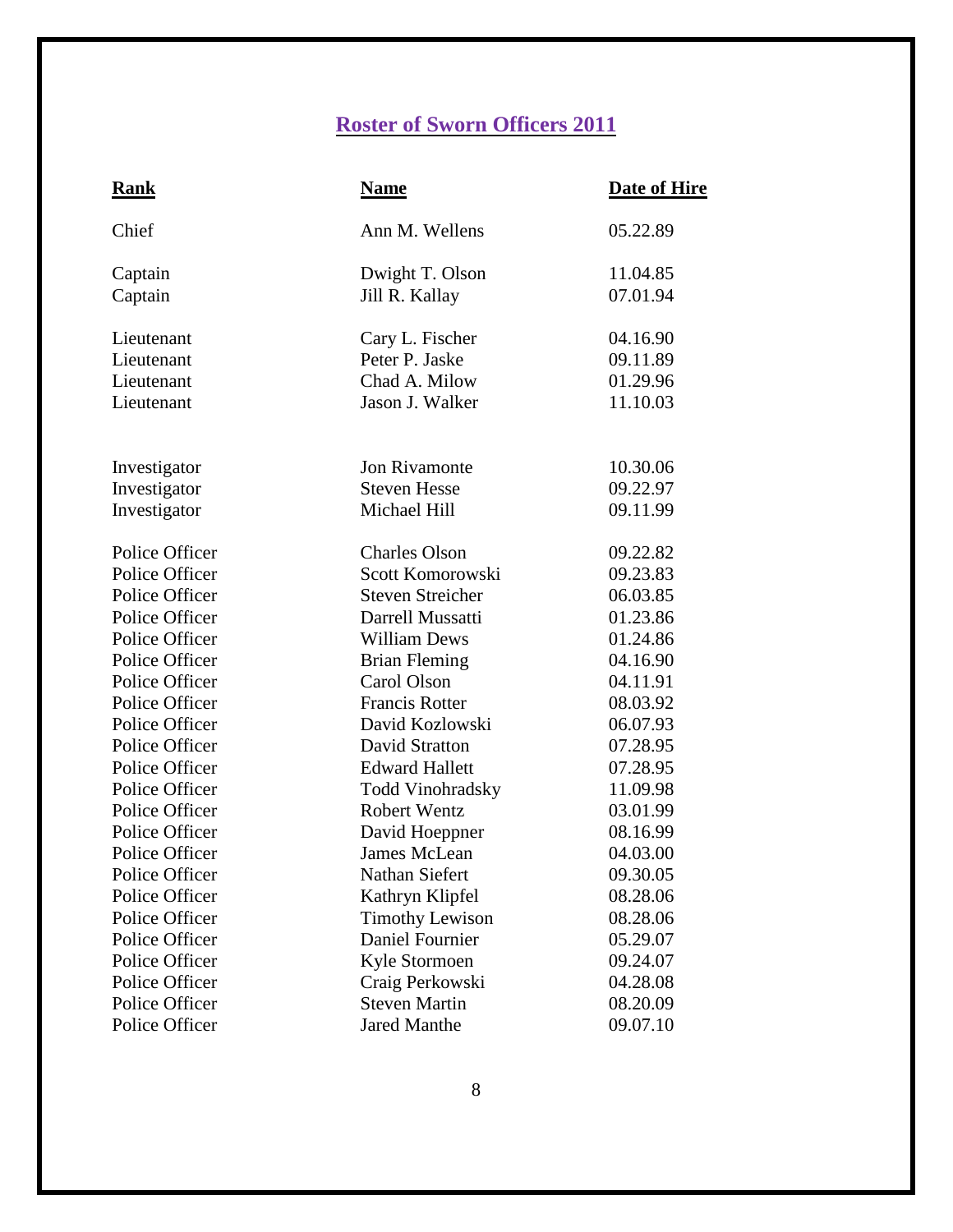## Roster of Sworn Officers 2011

| Rank | Name | Date of Hire |
|---|---|---|
| Chief | Ann M. Wellens | 05.22.89 |
| Captain | Dwight T. Olson | 11.04.85 |
| Captain | Jill R. Kallay | 07.01.94 |
| Lieutenant | Cary L. Fischer | 04.16.90 |
| Lieutenant | Peter P. Jaske | 09.11.89 |
| Lieutenant | Chad A. Milow | 01.29.96 |
| Lieutenant | Jason J. Walker | 11.10.03 |
| Investigator | Jon Rivamonte | 10.30.06 |
| Investigator | Steven Hesse | 09.22.97 |
| Investigator | Michael Hill | 09.11.99 |
| Police Officer | Charles Olson | 09.22.82 |
| Police Officer | Scott Komorowski | 09.23.83 |
| Police Officer | Steven Streicher | 06.03.85 |
| Police Officer | Darrell Mussatti | 01.23.86 |
| Police Officer | William Dews | 01.24.86 |
| Police Officer | Brian Fleming | 04.16.90 |
| Police Officer | Carol Olson | 04.11.91 |
| Police Officer | Francis Rotter | 08.03.92 |
| Police Officer | David Kozlowski | 06.07.93 |
| Police Officer | David Stratton | 07.28.95 |
| Police Officer | Edward Hallett | 07.28.95 |
| Police Officer | Todd Vinohradsky | 11.09.98 |
| Police Officer | Robert Wentz | 03.01.99 |
| Police Officer | David Hoeppner | 08.16.99 |
| Police Officer | James McLean | 04.03.00 |
| Police Officer | Nathan Siefert | 09.30.05 |
| Police Officer | Kathryn Klipfel | 08.28.06 |
| Police Officer | Timothy Lewison | 08.28.06 |
| Police Officer | Daniel Fournier | 05.29.07 |
| Police Officer | Kyle Stormoen | 09.24.07 |
| Police Officer | Craig Perkowski | 04.28.08 |
| Police Officer | Steven Martin | 08.20.09 |
| Police Officer | Jared Manthe | 09.07.10 |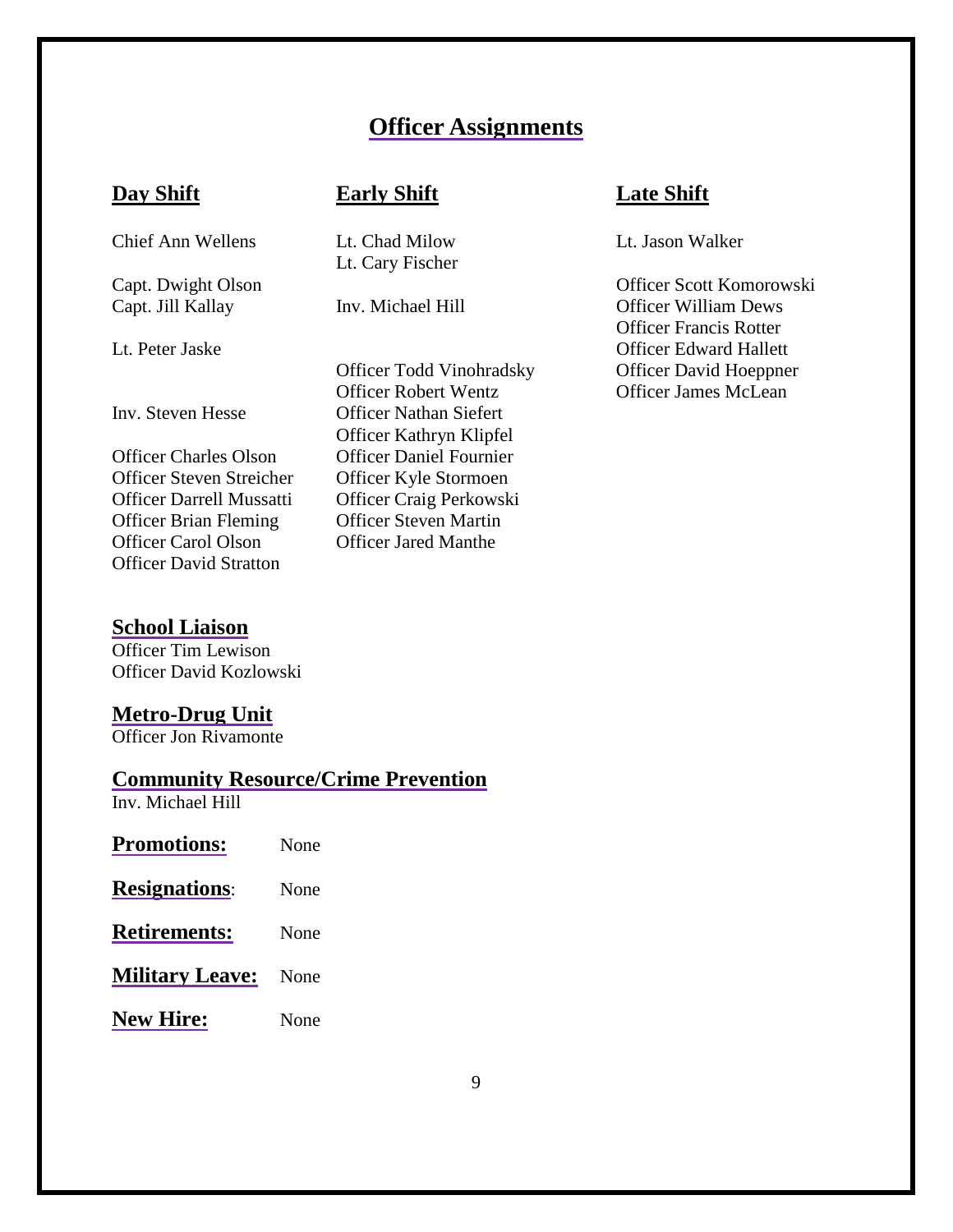# Officer Assignments

## Day Shift

Chief Ann Wellens

Capt. Dwight Olson
Capt. Jill Kallay

Lt. Peter Jaske

Inv. Steven Hesse

Officer Charles Olson
Officer Steven Streicher
Officer Darrell Mussatti
Officer Brian Fleming
Officer Carol Olson
Officer David Stratton

## Early Shift

Lt. Chad Milow
Lt. Cary Fischer

Inv. Michael Hill

Officer Todd Vinohradsky
Officer Robert Wentz
Officer Nathan Siefert
Officer Kathryn Klipfel
Officer Daniel Fournier
Officer Kyle Stormoen
Officer Craig Perkowski
Officer Steven Martin
Officer Jared Manthe

## Late Shift

Lt. Jason Walker

Officer Scott Komorowski
Officer William Dews
Officer Francis Rotter
Officer Edward Hallett
Officer David Hoeppner
Officer James McLean

## School Liaison

Officer Tim Lewison
Officer David Kozlowski

## Metro-Drug Unit

Officer Jon Rivamonte

## Community Resource/Crime Prevention

Inv. Michael Hill

**Promotions:** None

**Resignations**: None

**Retirements:** None

**Military Leave:** None

**New Hire:** None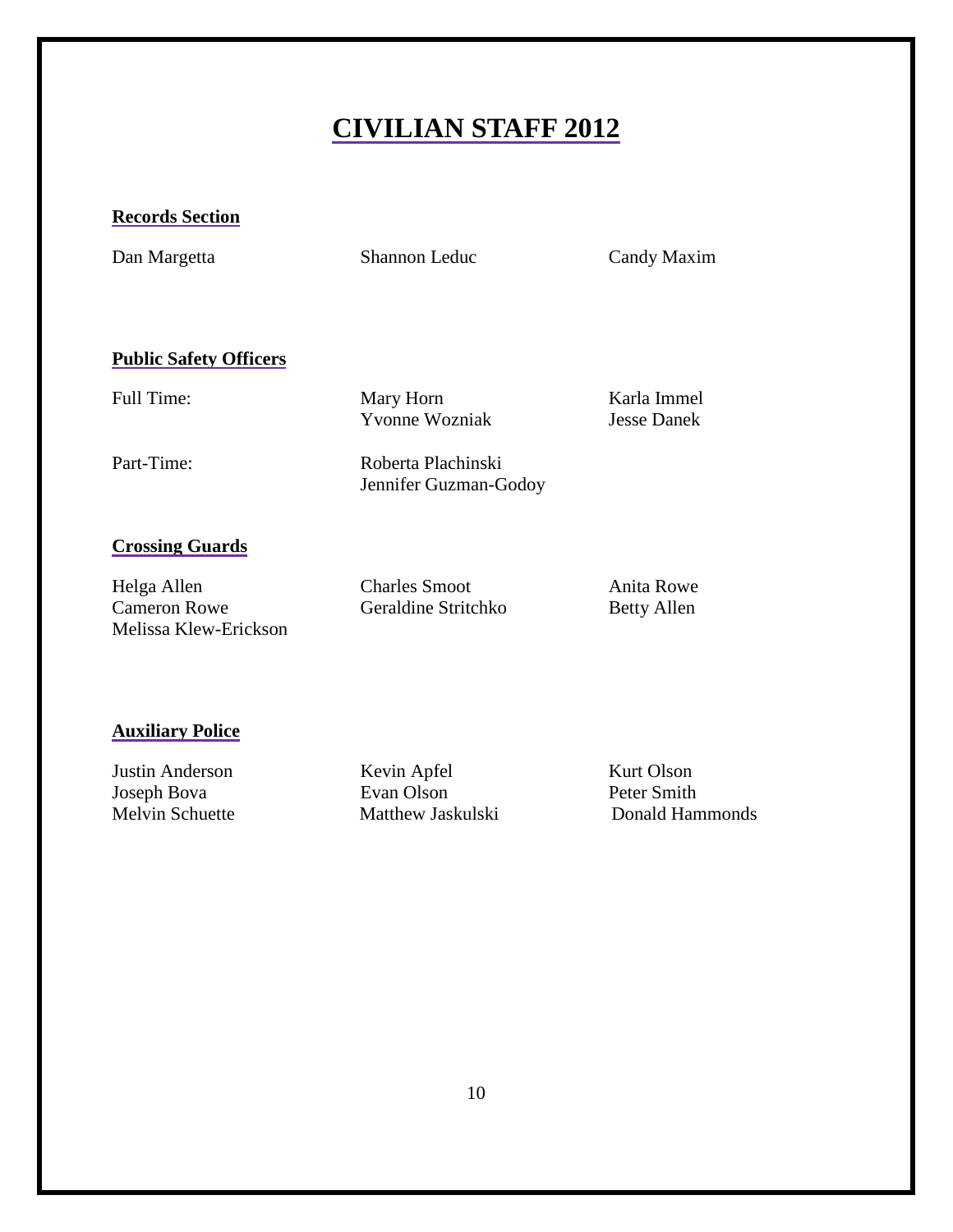# CIVILIAN STAFF 2012

## Records Section

Dan Margetta
Shannon Leduc
Candy Maxim

## Public Safety Officers

Full Time:

Mary Horn
Yvonne Wozniak
Karla Immel
Jesse Danek

Part-Time:

Roberta Plachinski
Jennifer Guzman-Godoy

## Crossing Guards

Helga Allen
Cameron Rowe
Melissa Klew-Erickson
Charles Smoot
Geraldine Stritchko
Anita Rowe
Betty Allen

## Auxiliary Police

Justin Anderson
Joseph Bova
Melvin Schuette
Kevin Apfel
Evan Olson
Matthew Jaskulski
Kurt Olson
Peter Smith
Donald Hammonds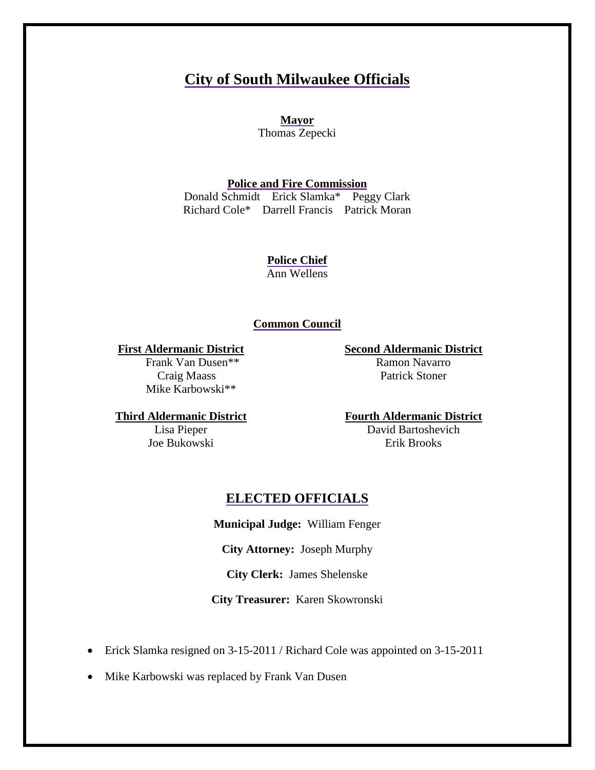# City of South Milwaukee Officials

**Mayor**

Thomas Zepecki

**Police and Fire Commission**

Donald Schmidt Erick Slamka* Peggy Clark
Richard Cole* Darrell Francis Patrick Moran

**Police Chief**

Ann Wellens

**Common Council**

**First Aldermanic District**

Frank Van Dusen**
Craig Maass
Mike Karbowski**

**Second Aldermanic District**

Ramon Navarro
Patrick Stoner

**Third Aldermanic District**

Lisa Pieper
Joe Bukowski

**Fourth Aldermanic District**

David Bartoshevich
Erik Brooks

## ELECTED OFFICIALS

**Municipal Judge:** William Fenger

**City Attorney:** Joseph Murphy

**City Clerk:** James Shelenske

**City Treasurer:** Karen Skowronski

- Erick Slamka resigned on 3-15-2011 / Richard Cole was appointed on 3-15-2011
- Mike Karbowski was replaced by Frank Van Dusen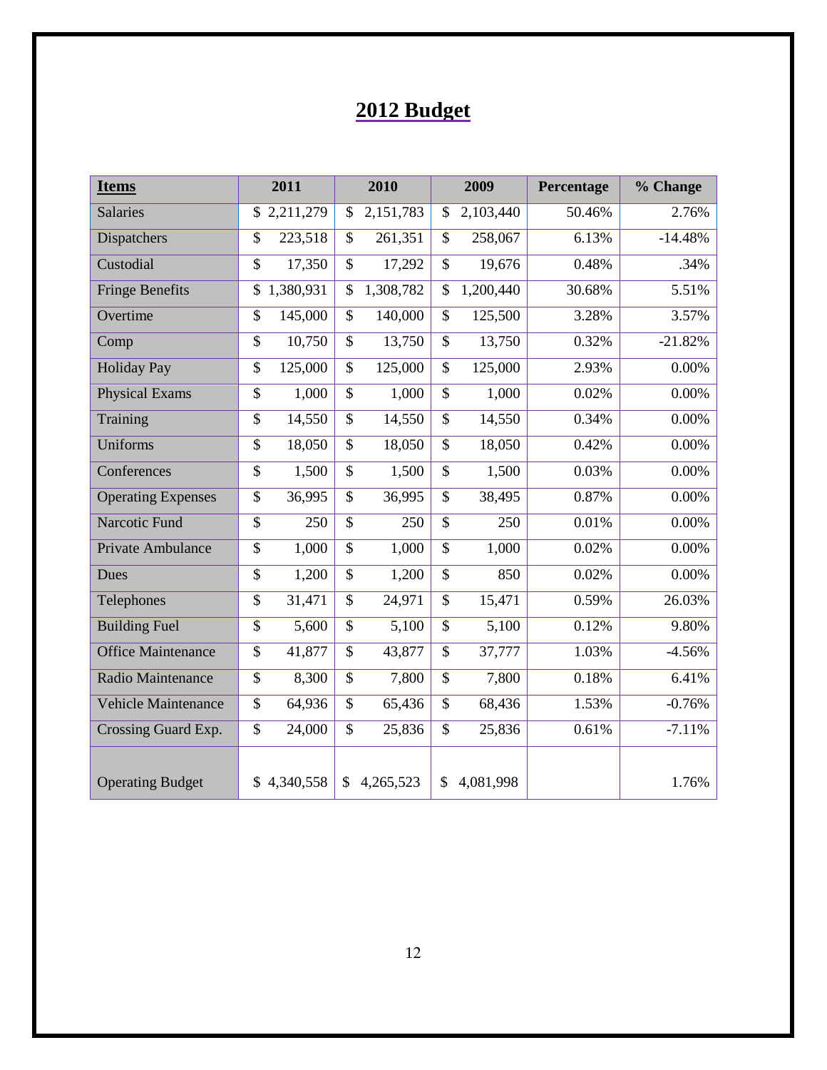# 2012 Budget

| **Items** | 2011 | 2010 | 2009 | Percentage | % Change |
|---|---|---|---|---|---|
| Salaries | $ 2,211,279 | $ 2,151,783 | $ 2,103,440 | 50.46% | 2.76% |
| Dispatchers | $ 223,518 | $ 261,351 | $ 258,067 | 6.13% | -14.48% |
| Custodial | $ 17,350 | $ 17,292 | $ 19,676 | 0.48% | .34% |
| Fringe Benefits | $ 1,380,931 | $ 1,308,782 | $ 1,200,440 | 30.68% | 5.51% |
| Overtime | $ 145,000 | $ 140,000 | $ 125,500 | 3.28% | 3.57% |
| Comp | $ 10,750 | $ 13,750 | $ 13,750 | 0.32% | -21.82% |
| Holiday Pay | $ 125,000 | $ 125,000 | $ 125,000 | 2.93% | 0.00% |
| Physical Exams | $ 1,000 | $ 1,000 | $ 1,000 | 0.02% | 0.00% |
| Training | $ 14,550 | $ 14,550 | $ 14,550 | 0.34% | 0.00% |
| Uniforms | $ 18,050 | $ 18,050 | $ 18,050 | 0.42% | 0.00% |
| Conferences | $ 1,500 | $ 1,500 | $ 1,500 | 0.03% | 0.00% |
| Operating Expenses | $ 36,995 | $ 36,995 | $ 38,495 | 0.87% | 0.00% |
| Narcotic Fund | $ 250 | $ 250 | $ 250 | 0.01% | 0.00% |
| Private Ambulance | $ 1,000 | $ 1,000 | $ 1,000 | 0.02% | 0.00% |
| Dues | $ 1,200 | $ 1,200 | $ 850 | 0.02% | 0.00% |
| Telephones | $ 31,471 | $ 24,971 | $ 15,471 | 0.59% | 26.03% |
| Building Fuel | $ 5,600 | $ 5,100 | $ 5,100 | 0.12% | 9.80% |
| Office Maintenance | $ 41,877 | $ 43,877 | $ 37,777 | 1.03% | -4.56% |
| Radio Maintenance | $ 8,300 | $ 7,800 | $ 7,800 | 0.18% | 6.41% |
| Vehicle Maintenance | $ 64,936 | $ 65,436 | $ 68,436 | 1.53% | -0.76% |
| Crossing Guard Exp. | $ 24,000 | $ 25,836 | $ 25,836 | 0.61% | -7.11% |
| Operating Budget | $ 4,340,558 | $ 4,265,523 | $ 4,081,998 | | 1.76% |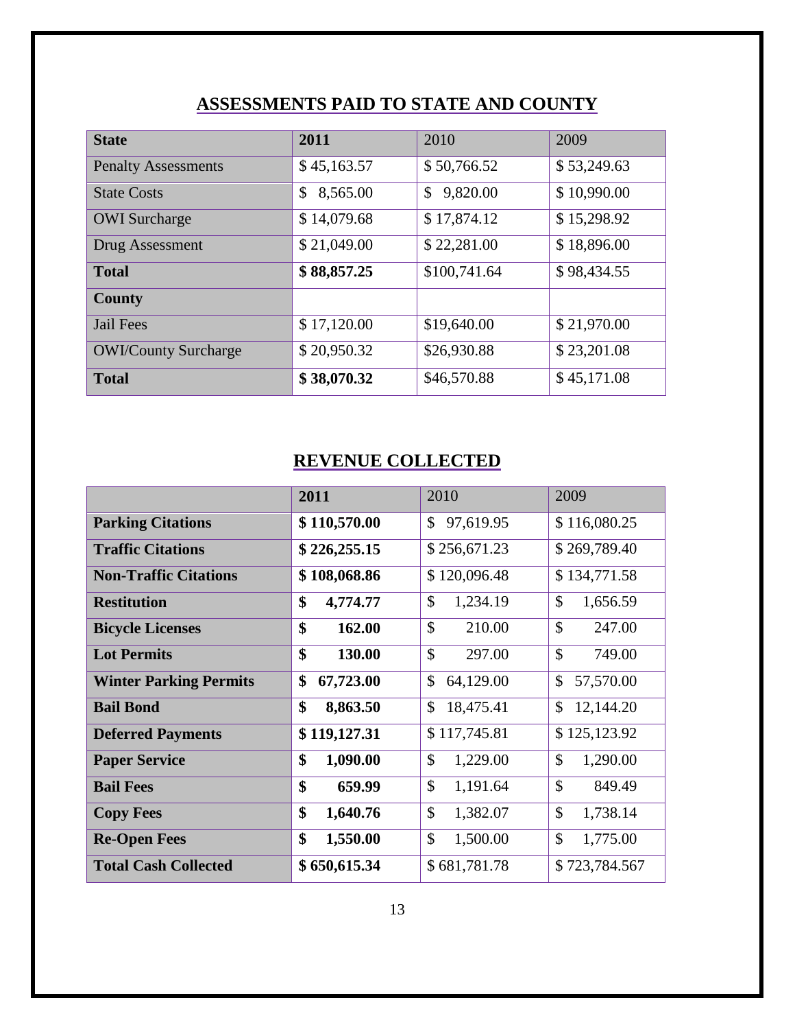## ASSESSMENTS PAID TO STATE AND COUNTY

| **State** | **2011** | 2010 | 2009 |
|---|---|---|---|
| Penalty Assessments | $ 45,163.57 | $ 50,766.52 | $ 53,249.63 |
| State Costs | $ 8,565.00 | $ 9,820.00 | $ 10,990.00 |
| OWI Surcharge | $ 14,079.68 | $ 17,874.12 | $ 15,298.92 |
| Drug Assessment | $ 21,049.00 | $ 22,281.00 | $ 18,896.00 |
| **Total** | **$ 88,857.25** | $100,741.64 | $ 98,434.55 |
| **County** | | | |
| Jail Fees | $ 17,120.00 | $19,640.00 | $ 21,970.00 |
| OWI/County Surcharge | $ 20,950.32 | $26,930.88 | $ 23,201.08 |
| **Total** | **$ 38,070.32** | $46,570.88 | $ 45,171.08 |

## REVENUE COLLECTED

| | **2011** | 2010 | 2009 |
|---|---|---|---|
| **Parking Citations** | **$ 110,570.00** | $ 97,619.95 | $ 116,080.25 |
| **Traffic Citations** | **$ 226,255.15** | $ 256,671.23 | $ 269,789.40 |
| **Non-Traffic Citations** | **$ 108,068.86** | $ 120,096.48 | $ 134,771.58 |
| **Restitution** | **$ 4,774.77** | $ 1,234.19 | $ 1,656.59 |
| **Bicycle Licenses** | **$ 162.00** | $ 210.00 | $ 247.00 |
| **Lot Permits** | **$ 130.00** | $ 297.00 | $ 749.00 |
| **Winter Parking Permits** | **$ 67,723.00** | $ 64,129.00 | $ 57,570.00 |
| **Bail Bond** | **$ 8,863.50** | $ 18,475.41 | $ 12,144.20 |
| **Deferred Payments** | **$ 119,127.31** | $ 117,745.81 | $ 125,123.92 |
| **Paper Service** | **$ 1,090.00** | $ 1,229.00 | $ 1,290.00 |
| **Bail Fees** | **$ 659.99** | $ 1,191.64 | $ 849.49 |
| **Copy Fees** | **$ 1,640.76** | $ 1,382.07 | $ 1,738.14 |
| **Re-Open Fees** | **$ 1,550.00** | $ 1,500.00 | $ 1,775.00 |
| **Total Cash Collected** | **$ 650,615.34** | $ 681,781.78 | $ 723,784.567 |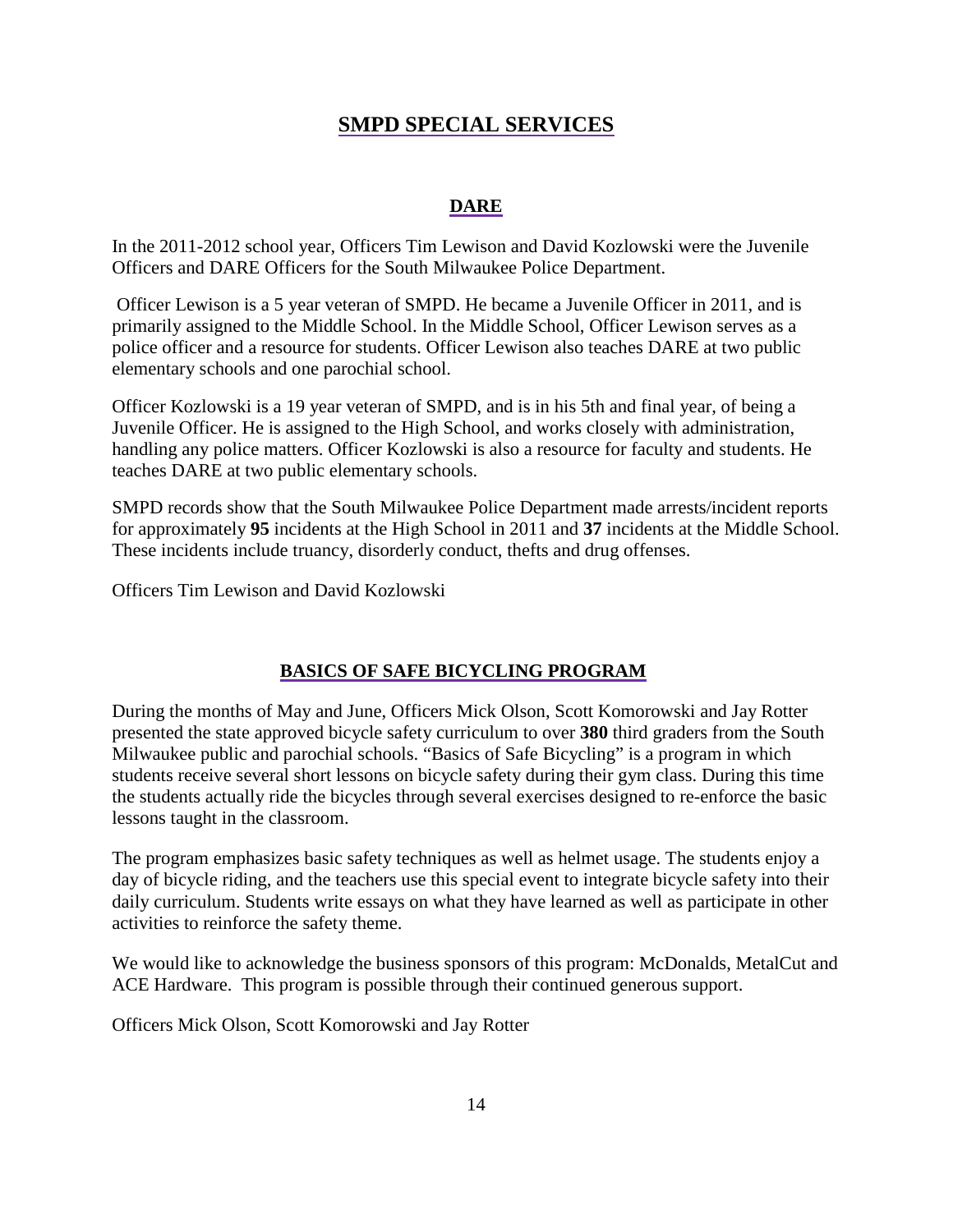# SMPD SPECIAL SERVICES

## DARE

In the 2011-2012 school year, Officers Tim Lewison and David Kozlowski were the Juvenile Officers and DARE Officers for the South Milwaukee Police Department.

Officer Lewison is a 5 year veteran of SMPD. He became a Juvenile Officer in 2011, and is primarily assigned to the Middle School. In the Middle School, Officer Lewison serves as a police officer and a resource for students. Officer Lewison also teaches DARE at two public elementary schools and one parochial school.

Officer Kozlowski is a 19 year veteran of SMPD, and is in his 5th and final year, of being a Juvenile Officer. He is assigned to the High School, and works closely with administration, handling any police matters. Officer Kozlowski is also a resource for faculty and students. He teaches DARE at two public elementary schools.

SMPD records show that the South Milwaukee Police Department made arrests/incident reports for approximately **95** incidents at the High School in 2011 and **37** incidents at the Middle School. These incidents include truancy, disorderly conduct, thefts and drug offenses.

Officers Tim Lewison and David Kozlowski

## BASICS OF SAFE BICYCLING PROGRAM

During the months of May and June, Officers Mick Olson, Scott Komorowski and Jay Rotter presented the state approved bicycle safety curriculum to over **380** third graders from the South Milwaukee public and parochial schools. "Basics of Safe Bicycling" is a program in which students receive several short lessons on bicycle safety during their gym class. During this time the students actually ride the bicycles through several exercises designed to re-enforce the basic lessons taught in the classroom.

The program emphasizes basic safety techniques as well as helmet usage. The students enjoy a day of bicycle riding, and the teachers use this special event to integrate bicycle safety into their daily curriculum. Students write essays on what they have learned as well as participate in other activities to reinforce the safety theme.

We would like to acknowledge the business sponsors of this program: McDonalds, MetalCut and ACE Hardware. This program is possible through their continued generous support.

Officers Mick Olson, Scott Komorowski and Jay Rotter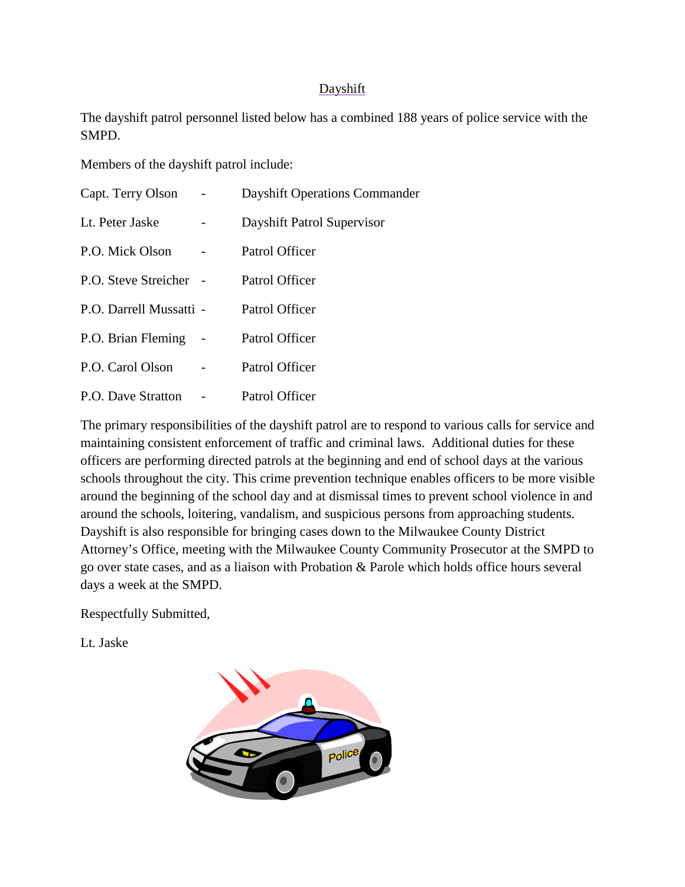## Dayshift

The dayshift patrol personnel listed below has a combined 188 years of police service with the SMPD.

Members of the dayshift patrol include:

| | | |
|---|---|---|
| Capt. Terry Olson | - | Dayshift Operations Commander |
| Lt. Peter Jaske | - | Dayshift Patrol Supervisor |
| P.O. Mick Olson | - | Patrol Officer |
| P.O. Steve Streicher | - | Patrol Officer |
| P.O. Darrell Mussatti | - | Patrol Officer |
| P.O. Brian Fleming | - | Patrol Officer |
| P.O. Carol Olson | - | Patrol Officer |
| P.O. Dave Stratton | - | Patrol Officer |

The primary responsibilities of the dayshift patrol are to respond to various calls for service and maintaining consistent enforcement of traffic and criminal laws. Additional duties for these officers are performing directed patrols at the beginning and end of school days at the various schools throughout the city. This crime prevention technique enables officers to be more visible around the beginning of the school day and at dismissal times to prevent school violence in and around the schools, loitering, vandalism, and suspicious persons from approaching students. Dayshift is also responsible for bringing cases down to the Milwaukee County District Attorney's Office, meeting with the Milwaukee County Community Prosecutor at the SMPD to go over state cases, and as a liaison with Probation & Parole which holds office hours several days a week at the SMPD.

Respectfully Submitted,

Lt. Jaske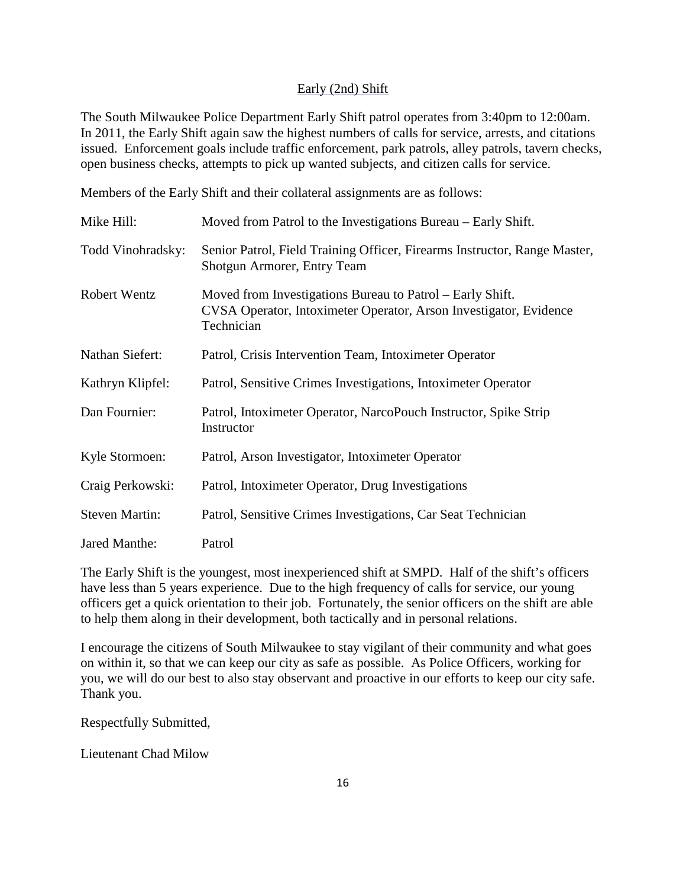## Early (2nd) Shift

The South Milwaukee Police Department Early Shift patrol operates from 3:40pm to 12:00am. In 2011, the Early Shift again saw the highest numbers of calls for service, arrests, and citations issued. Enforcement goals include traffic enforcement, park patrols, alley patrols, tavern checks, open business checks, attempts to pick up wanted subjects, and citizen calls for service.

Members of the Early Shift and their collateral assignments are as follows:

| | |
|---|---|
| Mike Hill: | Moved from Patrol to the Investigations Bureau – Early Shift. |
| Todd Vinohradsky: | Senior Patrol, Field Training Officer, Firearms Instructor, Range Master, Shotgun Armorer, Entry Team |
| Robert Wentz | Moved from Investigations Bureau to Patrol – Early Shift. CVSA Operator, Intoximeter Operator, Arson Investigator, Evidence Technician |
| Nathan Siefert: | Patrol, Crisis Intervention Team, Intoximeter Operator |
| Kathryn Klipfel: | Patrol, Sensitive Crimes Investigations, Intoximeter Operator |
| Dan Fournier: | Patrol, Intoximeter Operator, NarcoPouch Instructor, Spike Strip Instructor |
| Kyle Stormoen: | Patrol, Arson Investigator, Intoximeter Operator |
| Craig Perkowski: | Patrol, Intoximeter Operator, Drug Investigations |
| Steven Martin: | Patrol, Sensitive Crimes Investigations, Car Seat Technician |
| Jared Manthe: | Patrol |

The Early Shift is the youngest, most inexperienced shift at SMPD. Half of the shift's officers have less than 5 years experience. Due to the high frequency of calls for service, our young officers get a quick orientation to their job. Fortunately, the senior officers on the shift are able to help them along in their development, both tactically and in personal relations.

I encourage the citizens of South Milwaukee to stay vigilant of their community and what goes on within it, so that we can keep our city as safe as possible. As Police Officers, working for you, we will do our best to also stay observant and proactive in our efforts to keep our city safe. Thank you.

Respectfully Submitted,

Lieutenant Chad Milow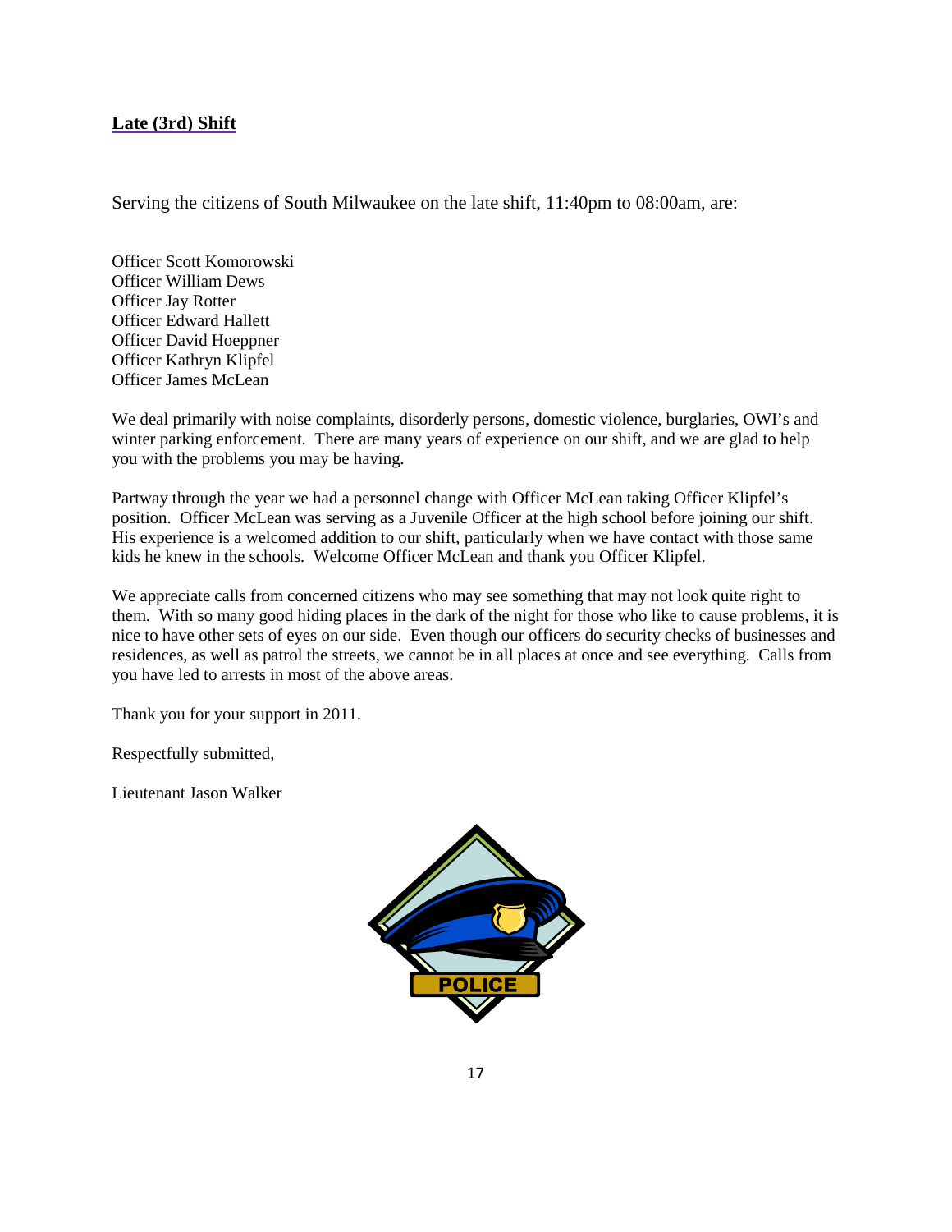## Late (3rd) Shift

Serving the citizens of South Milwaukee on the late shift, 11:40pm to 08:00am, are:

Officer Scott Komorowski
Officer William Dews
Officer Jay Rotter
Officer Edward Hallett
Officer David Hoeppner
Officer Kathryn Klipfel
Officer James McLean

We deal primarily with noise complaints, disorderly persons, domestic violence, burglaries, OWI's and winter parking enforcement. There are many years of experience on our shift, and we are glad to help you with the problems you may be having.

Partway through the year we had a personnel change with Officer McLean taking Officer Klipfel's position. Officer McLean was serving as a Juvenile Officer at the high school before joining our shift. His experience is a welcomed addition to our shift, particularly when we have contact with those same kids he knew in the schools. Welcome Officer McLean and thank you Officer Klipfel.

We appreciate calls from concerned citizens who may see something that may not look quite right to them. With so many good hiding places in the dark of the night for those who like to cause problems, it is nice to have other sets of eyes on our side. Even though our officers do security checks of businesses and residences, as well as patrol the streets, we cannot be in all places at once and see everything. Calls from you have led to arrests in most of the above areas.

Thank you for your support in 2011.

Respectfully submitted,

Lieutenant Jason Walker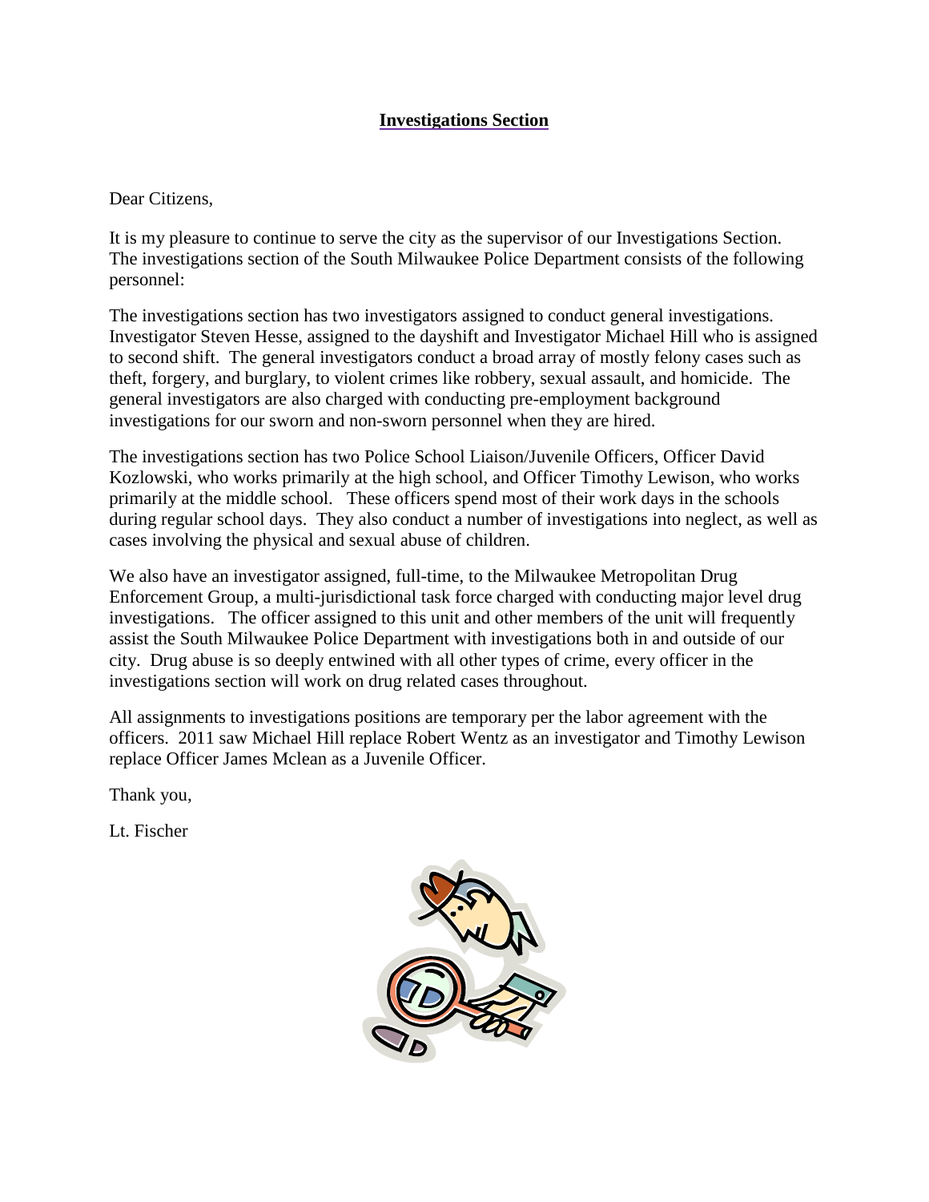## Investigations Section

Dear Citizens,

It is my pleasure to continue to serve the city as the supervisor of our Investigations Section. The investigations section of the South Milwaukee Police Department consists of the following personnel:

The investigations section has two investigators assigned to conduct general investigations. Investigator Steven Hesse, assigned to the dayshift and Investigator Michael Hill who is assigned to second shift. The general investigators conduct a broad array of mostly felony cases such as theft, forgery, and burglary, to violent crimes like robbery, sexual assault, and homicide. The general investigators are also charged with conducting pre-employment background investigations for our sworn and non-sworn personnel when they are hired.

The investigations section has two Police School Liaison/Juvenile Officers, Officer David Kozlowski, who works primarily at the high school, and Officer Timothy Lewison, who works primarily at the middle school. These officers spend most of their work days in the schools during regular school days. They also conduct a number of investigations into neglect, as well as cases involving the physical and sexual abuse of children.

We also have an investigator assigned, full-time, to the Milwaukee Metropolitan Drug Enforcement Group, a multi-jurisdictional task force charged with conducting major level drug investigations. The officer assigned to this unit and other members of the unit will frequently assist the South Milwaukee Police Department with investigations both in and outside of our city. Drug abuse is so deeply entwined with all other types of crime, every officer in the investigations section will work on drug related cases throughout.

All assignments to investigations positions are temporary per the labor agreement with the officers. 2011 saw Michael Hill replace Robert Wentz as an investigator and Timothy Lewison replace Officer James Mclean as a Juvenile Officer.

Thank you,

Lt. Fischer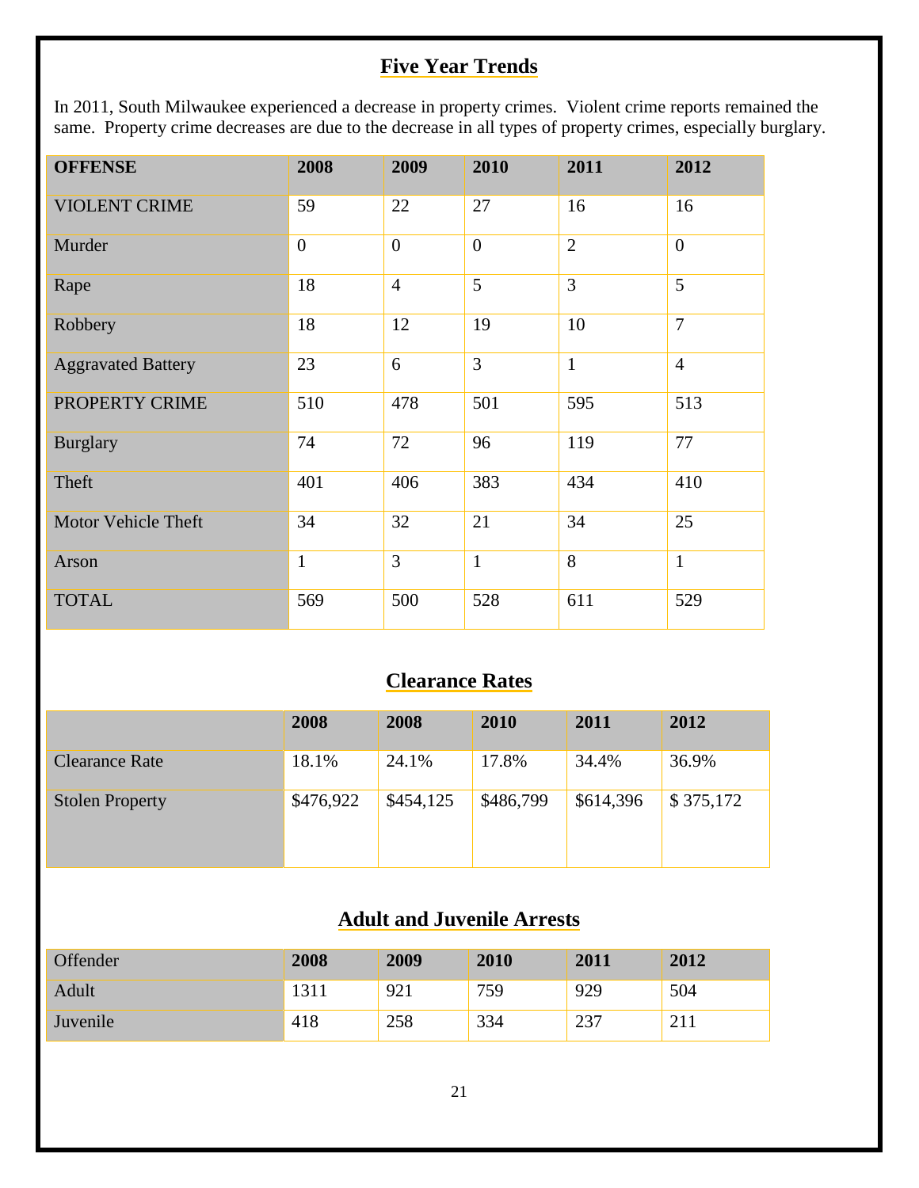## Five Year Trends

In 2011, South Milwaukee experienced a decrease in property crimes. Violent crime reports remained the same. Property crime decreases are due to the decrease in all types of property crimes, especially burglary.

| OFFENSE | 2008 | 2009 | 2010 | 2011 | 2012 |
|---|---|---|---|---|---|
| VIOLENT CRIME | 59 | 22 | 27 | 16 | 16 |
| Murder | 0 | 0 | 0 | 2 | 0 |
| Rape | 18 | 4 | 5 | 3 | 5 |
| Robbery | 18 | 12 | 19 | 10 | 7 |
| Aggravated Battery | 23 | 6 | 3 | 1 | 4 |
| PROPERTY CRIME | 510 | 478 | 501 | 595 | 513 |
| Burglary | 74 | 72 | 96 | 119 | 77 |
| Theft | 401 | 406 | 383 | 434 | 410 |
| Motor Vehicle Theft | 34 | 32 | 21 | 34 | 25 |
| Arson | 1 | 3 | 1 | 8 | 1 |
| TOTAL | 569 | 500 | 528 | 611 | 529 |

## Clearance Rates

| | 2008 | 2008 | 2010 | 2011 | 2012 |
|---|---|---|---|---|---|
| Clearance Rate | 18.1% | 24.1% | 17.8% | 34.4% | 36.9% |
| Stolen Property | $476,922 | $454,125 | $486,799 | $614,396 | $ 375,172 |

## Adult and Juvenile Arrests

| Offender | 2008 | 2009 | 2010 | 2011 | 2012 |
|---|---|---|---|---|---|
| Adult | 1311 | 921 | 759 | 929 | 504 |
| Juvenile | 418 | 258 | 334 | 237 | 211 |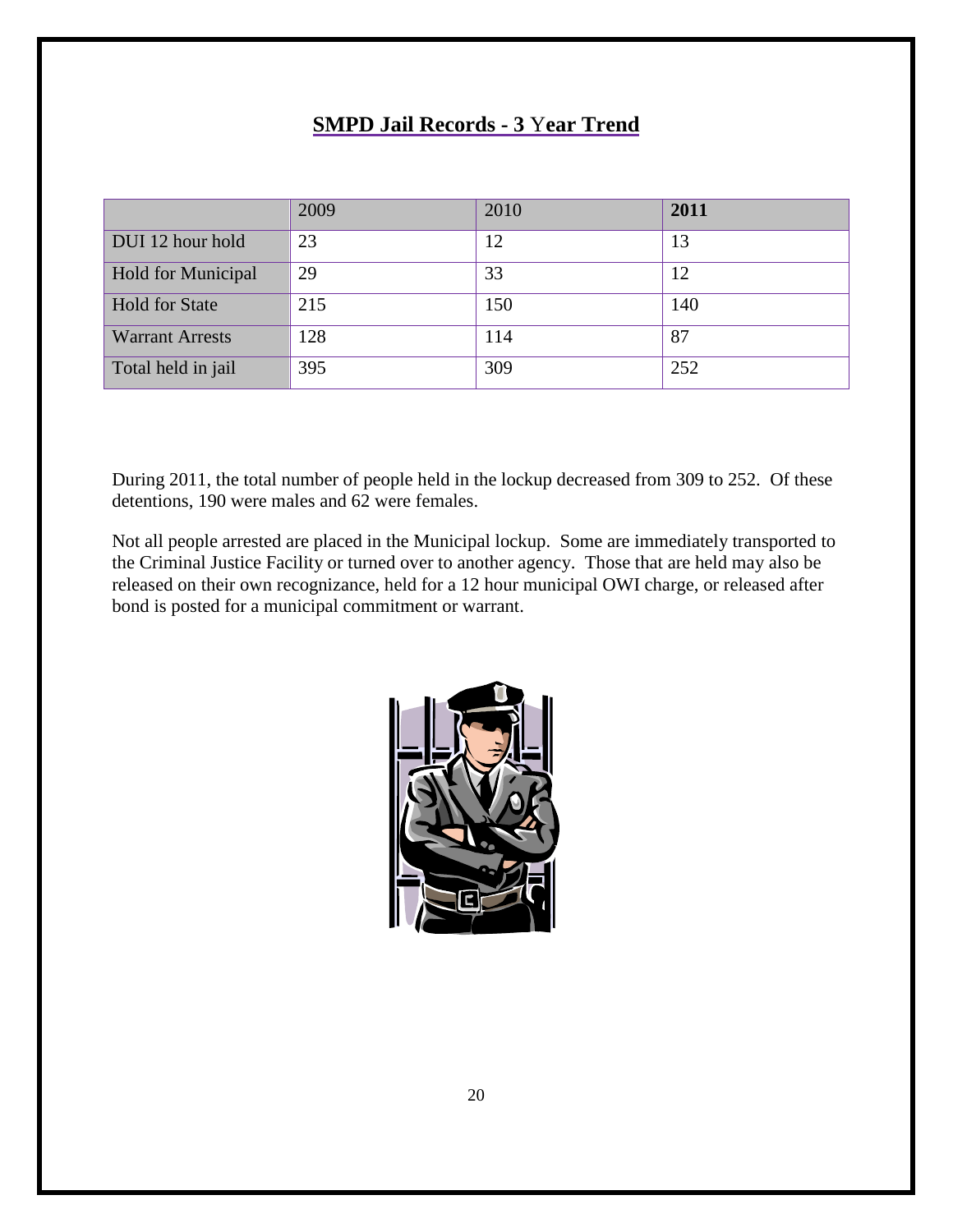## SMPD Jail Records - 3 Year Trend

| | 2009 | 2010 | **2011** |
|---|---|---|---|
| DUI 12 hour hold | 23 | 12 | 13 |
| Hold for Municipal | 29 | 33 | 12 |
| Hold for State | 215 | 150 | 140 |
| Warrant Arrests | 128 | 114 | 87 |
| Total held in jail | 395 | 309 | 252 |

During 2011, the total number of people held in the lockup decreased from 309 to 252. Of these detentions, 190 were males and 62 were females.

Not all people arrested are placed in the Municipal lockup. Some are immediately transported to the Criminal Justice Facility or turned over to another agency. Those that are held may also be released on their own recognizance, held for a 12 hour municipal OWI charge, or released after bond is posted for a municipal commitment or warrant.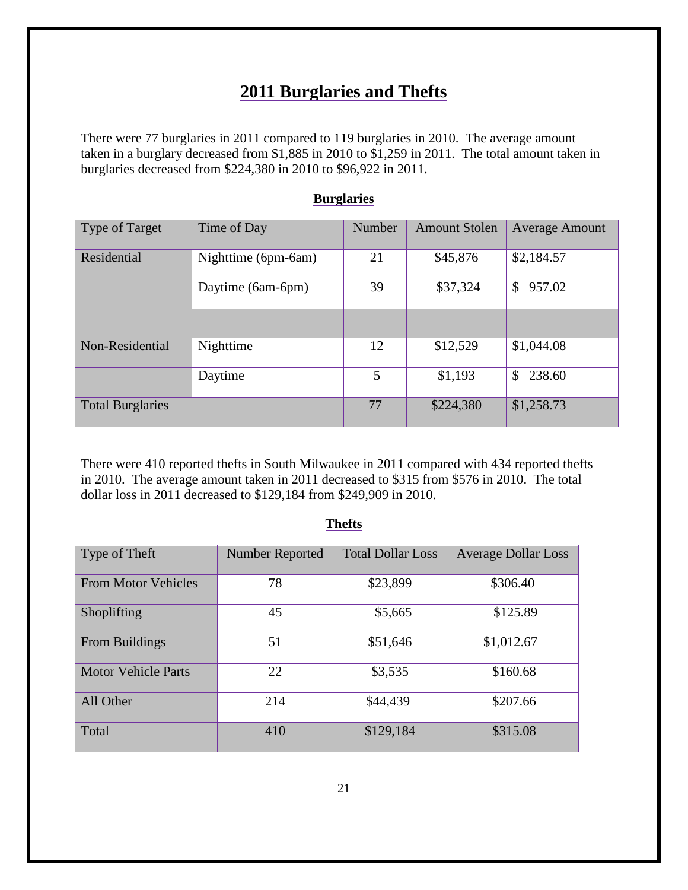# 2011 Burglaries and Thefts

There were 77 burglaries in 2011 compared to 119 burglaries in 2010. The average amount taken in a burglary decreased from $1,885 in 2010 to $1,259 in 2011. The total amount taken in burglaries decreased from $224,380 in 2010 to $96,922 in 2011.

**Burglaries**

| Type of Target | Time of Day | Number | Amount Stolen | Average Amount |
|---|---|---|---|---|
| Residential | Nighttime (6pm-6am) | 21 | $45,876 | $2,184.57 |
| | Daytime (6am-6pm) | 39 | $37,324 | $ 957.02 |
| | | | | |
| Non-Residential | Nighttime | 12 | $12,529 | $1,044.08 |
| | Daytime | 5 | $1,193 | $ 238.60 |
| Total Burglaries | | 77 | $224,380 | $1,258.73 |

There were 410 reported thefts in South Milwaukee in 2011 compared with 434 reported thefts in 2010. The average amount taken in 2011 decreased to $315 from $576 in 2010. The total dollar loss in 2011 decreased to $129,184 from $249,909 in 2010.

**Thefts**

| Type of Theft | Number Reported | Total Dollar Loss | Average Dollar Loss |
|---|---|---|---|
| From Motor Vehicles | 78 | $23,899 | $306.40 |
| Shoplifting | 45 | $5,665 | $125.89 |
| From Buildings | 51 | $51,646 | $1,012.67 |
| Motor Vehicle Parts | 22 | $3,535 | $160.68 |
| All Other | 214 | $44,439 | $207.66 |
| Total | 410 | $129,184 | $315.08 |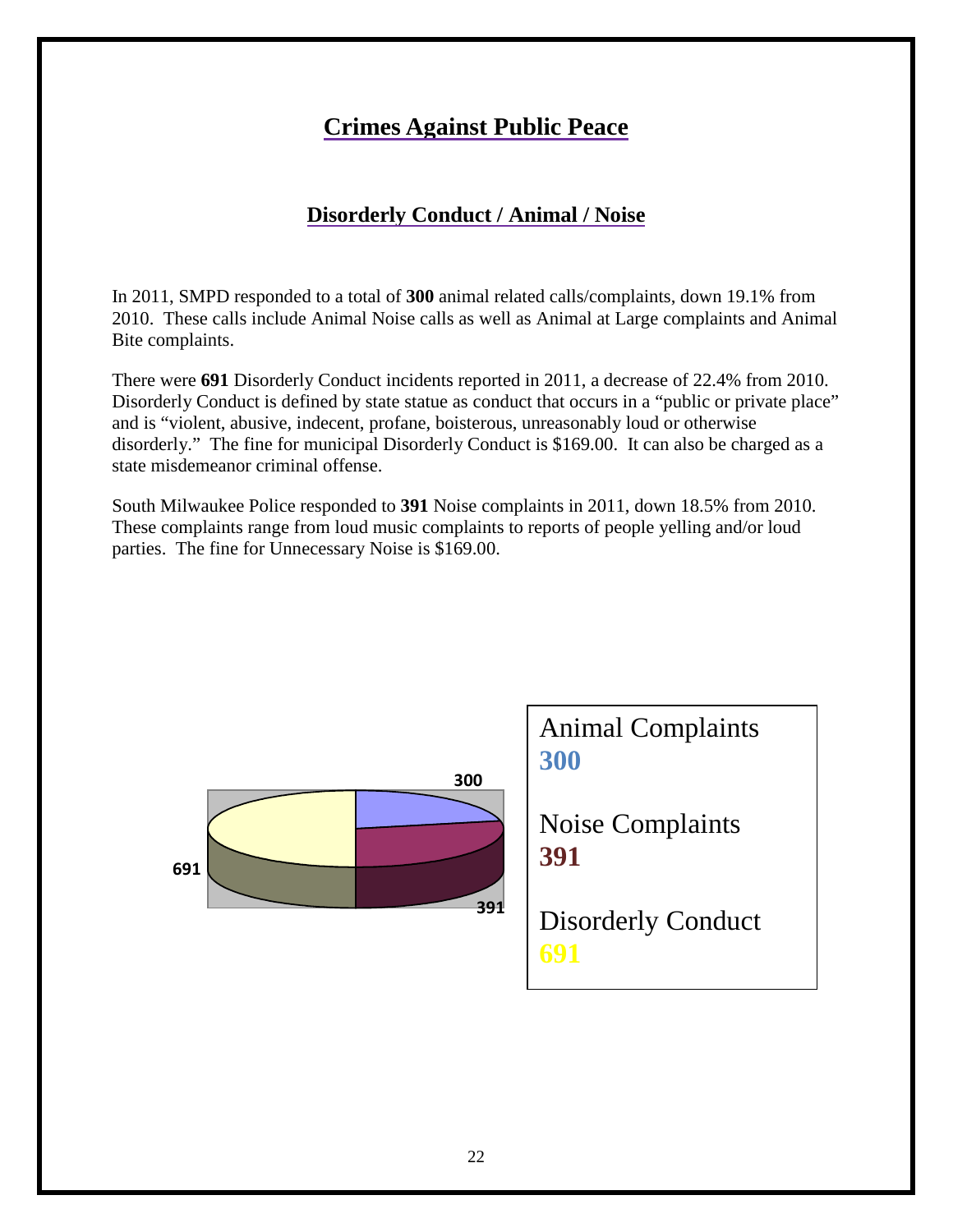# Crimes Against Public Peace

## Disorderly Conduct / Animal / Noise

In 2011, SMPD responded to a total of **300** animal related calls/complaints, down 19.1% from 2010. These calls include Animal Noise calls as well as Animal at Large complaints and Animal Bite complaints.

There were **691** Disorderly Conduct incidents reported in 2011, a decrease of 22.4% from 2010. Disorderly Conduct is defined by state statue as conduct that occurs in a "public or private place" and is "violent, abusive, indecent, profane, boisterous, unreasonably loud or otherwise disorderly." The fine for municipal Disorderly Conduct is $169.00. It can also be charged as a state misdemeanor criminal offense.

South Milwaukee Police responded to **391** Noise complaints in 2011, down 18.5% from 2010. These complaints range from loud music complaints to reports of people yelling and/or loud parties. The fine for Unnecessary Noise is $169.00.

300

691

391

Animal Complaints
**300**

Noise Complaints
**391**

Disorderly Conduct
**691**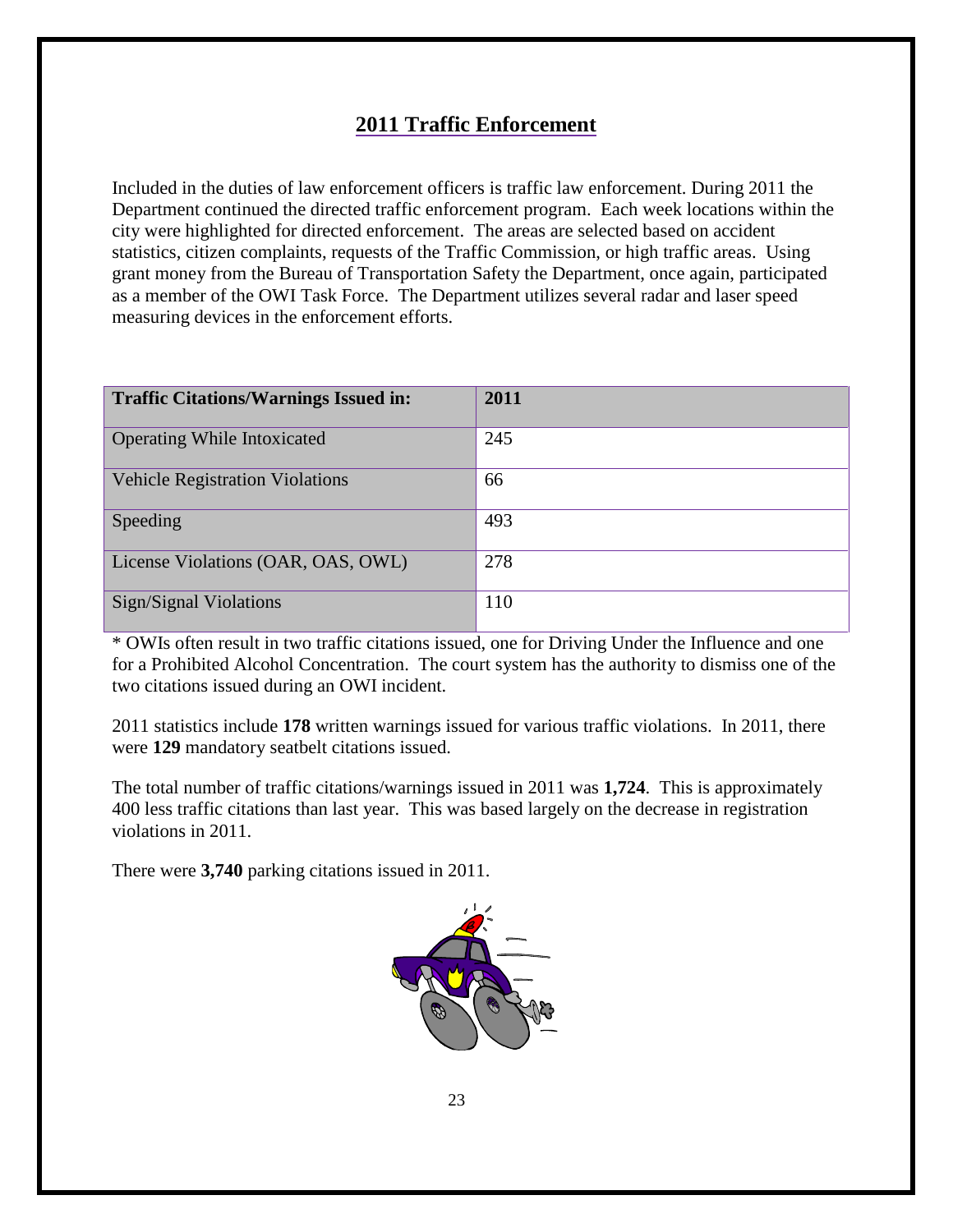## 2011 Traffic Enforcement

Included in the duties of law enforcement officers is traffic law enforcement. During 2011 the Department continued the directed traffic enforcement program. Each week locations within the city were highlighted for directed enforcement. The areas are selected based on accident statistics, citizen complaints, requests of the Traffic Commission, or high traffic areas. Using grant money from the Bureau of Transportation Safety the Department, once again, participated as a member of the OWI Task Force. The Department utilizes several radar and laser speed measuring devices in the enforcement efforts.

| Traffic Citations/Warnings Issued in: | 2011 |
|---|---|
| Operating While Intoxicated | 245 |
| Vehicle Registration Violations | 66 |
| Speeding | 493 |
| License Violations (OAR, OAS, OWL) | 278 |
| Sign/Signal Violations | 110 |

* OWIs often result in two traffic citations issued, one for Driving Under the Influence and one for a Prohibited Alcohol Concentration. The court system has the authority to dismiss one of the two citations issued during an OWI incident.

2011 statistics include **178** written warnings issued for various traffic violations. In 2011, there were **129** mandatory seatbelt citations issued.

The total number of traffic citations/warnings issued in 2011 was **1,724**. This is approximately 400 less traffic citations than last year. This was based largely on the decrease in registration violations in 2011.

There were **3,740** parking citations issued in 2011.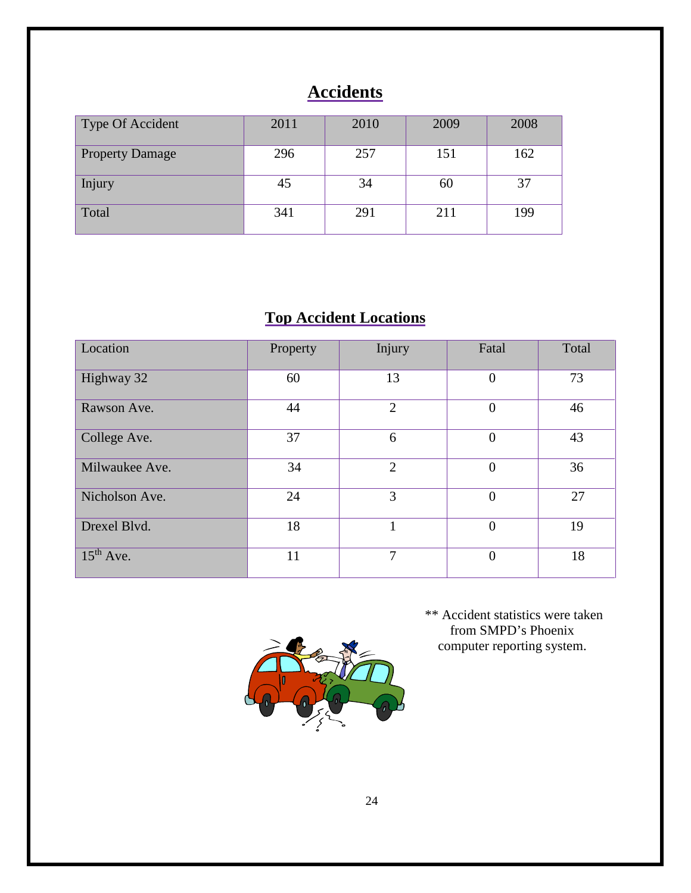## Accidents

| Type Of Accident | 2011 | 2010 | 2009 | 2008 |
|---|---|---|---|---|
| Property Damage | 296 | 257 | 151 | 162 |
| Injury | 45 | 34 | 60 | 37 |
| Total | 341 | 291 | 211 | 199 |

## Top Accident Locations

| Location | Property | Injury | Fatal | Total |
|---|---|---|---|---|
| Highway 32 | 60 | 13 | 0 | 73 |
| Rawson Ave. | 44 | 2 | 0 | 46 |
| College Ave. | 37 | 6 | 0 | 43 |
| Milwaukee Ave. | 34 | 2 | 0 | 36 |
| Nicholson Ave. | 24 | 3 | 0 | 27 |
| Drexel Blvd. | 18 | 1 | 0 | 19 |
| 15th Ave. | 11 | 7 | 0 | 18 |

** Accident statistics were taken from SMPD's Phoenix computer reporting system.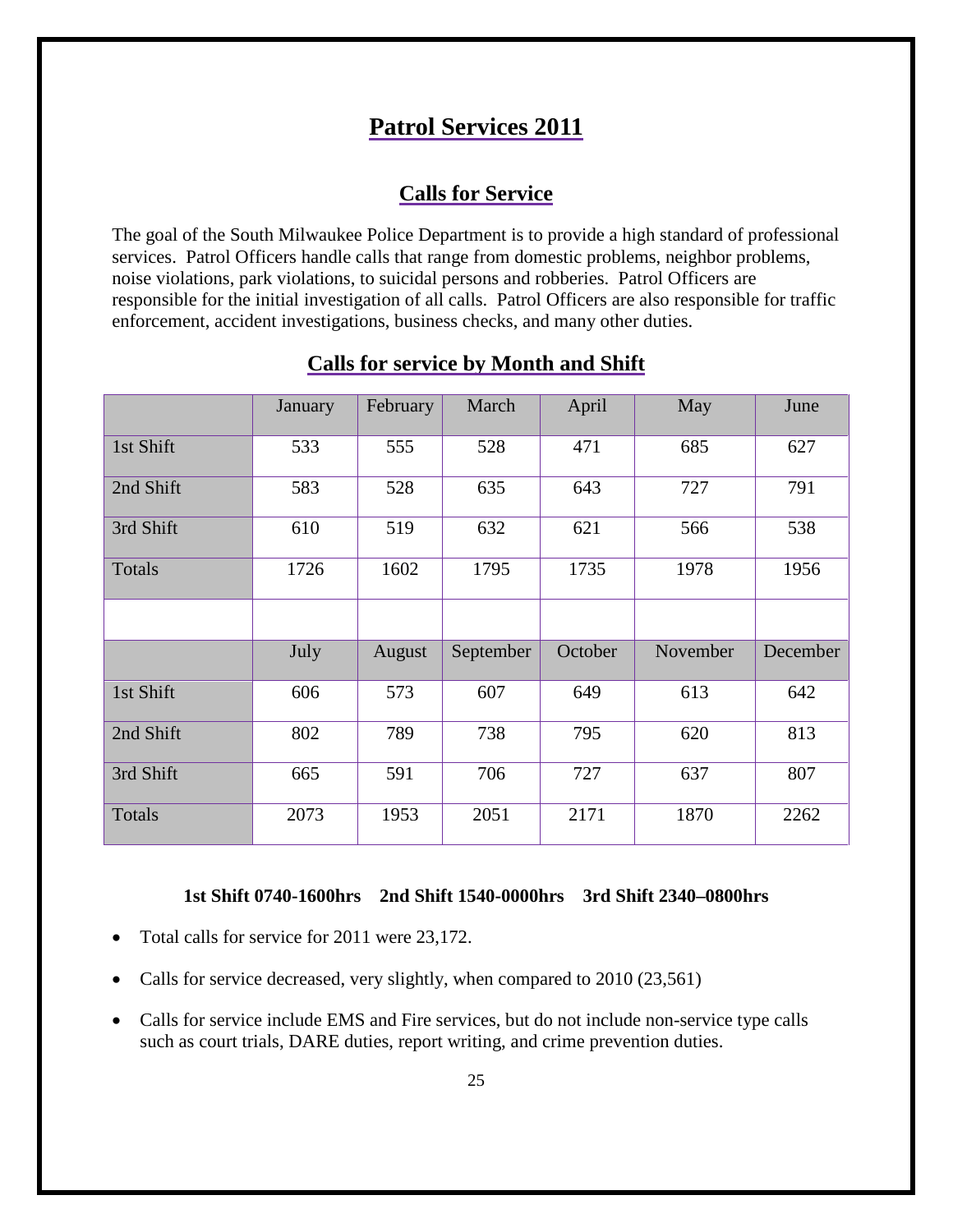# Patrol Services 2011

## Calls for Service

The goal of the South Milwaukee Police Department is to provide a high standard of professional services. Patrol Officers handle calls that range from domestic problems, neighbor problems, noise violations, park violations, to suicidal persons and robberies. Patrol Officers are responsible for the initial investigation of all calls. Patrol Officers are also responsible for traffic enforcement, accident investigations, business checks, and many other duties.

## Calls for service by Month and Shift

| | January | February | March | April | May | June |
|---|---|---|---|---|---|---|
| 1st Shift | 533 | 555 | 528 | 471 | 685 | 627 |
| 2nd Shift | 583 | 528 | 635 | 643 | 727 | 791 |
| 3rd Shift | 610 | 519 | 632 | 621 | 566 | 538 |
| Totals | 1726 | 1602 | 1795 | 1735 | 1978 | 1956 |
| | | | | | | |
| | July | August | September | October | November | December |
| 1st Shift | 606 | 573 | 607 | 649 | 613 | 642 |
| 2nd Shift | 802 | 789 | 738 | 795 | 620 | 813 |
| 3rd Shift | 665 | 591 | 706 | 727 | 637 | 807 |
| Totals | 2073 | 1953 | 2051 | 2171 | 1870 | 2262 |

**1st Shift 0740-1600hrs 2nd Shift 1540-0000hrs 3rd Shift 2340–0800hrs**

- Total calls for service for 2011 were 23,172.
- Calls for service decreased, very slightly, when compared to 2010 (23,561)
- Calls for service include EMS and Fire services, but do not include non-service type calls such as court trials, DARE duties, report writing, and crime prevention duties.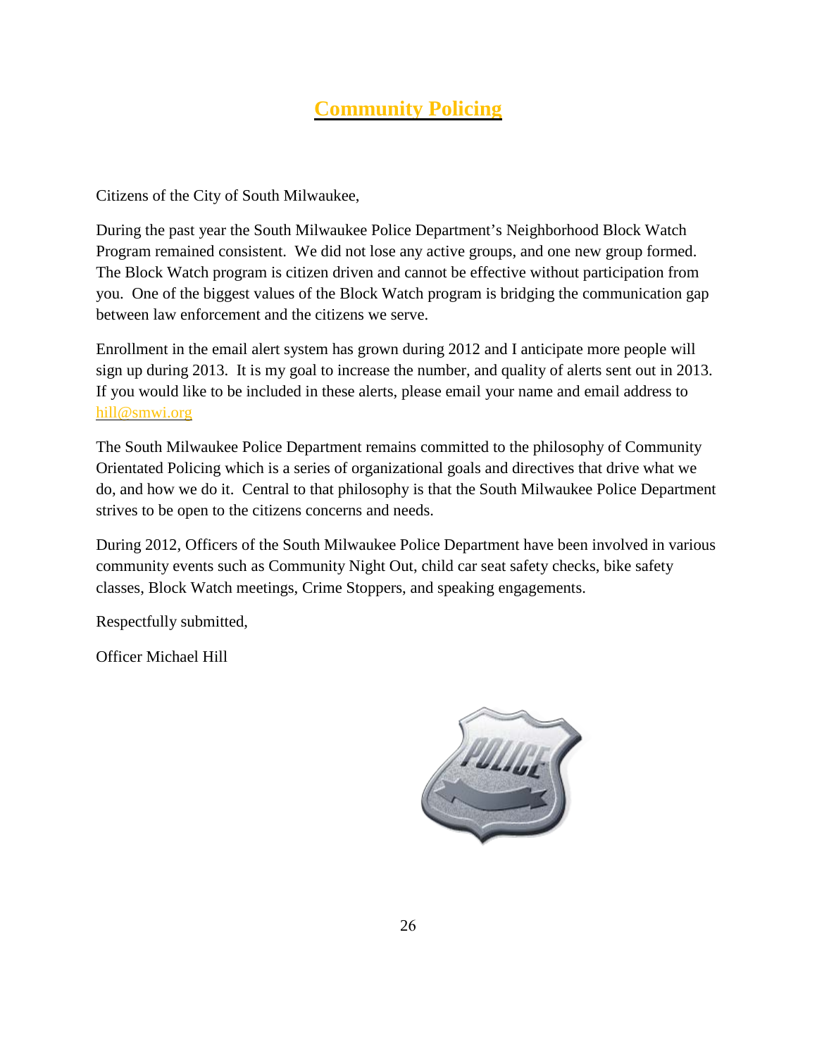# Community Policing

Citizens of the City of South Milwaukee,

During the past year the South Milwaukee Police Department's Neighborhood Block Watch Program remained consistent. We did not lose any active groups, and one new group formed. The Block Watch program is citizen driven and cannot be effective without participation from you. One of the biggest values of the Block Watch program is bridging the communication gap between law enforcement and the citizens we serve.

Enrollment in the email alert system has grown during 2012 and I anticipate more people will sign up during 2013. It is my goal to increase the number, and quality of alerts sent out in 2013. If you would like to be included in these alerts, please email your name and email address to hill@smwi.org

The South Milwaukee Police Department remains committed to the philosophy of Community Orientated Policing which is a series of organizational goals and directives that drive what we do, and how we do it. Central to that philosophy is that the South Milwaukee Police Department strives to be open to the citizens concerns and needs.

During 2012, Officers of the South Milwaukee Police Department have been involved in various community events such as Community Night Out, child car seat safety checks, bike safety classes, Block Watch meetings, Crime Stoppers, and speaking engagements.

Respectfully submitted,

Officer Michael Hill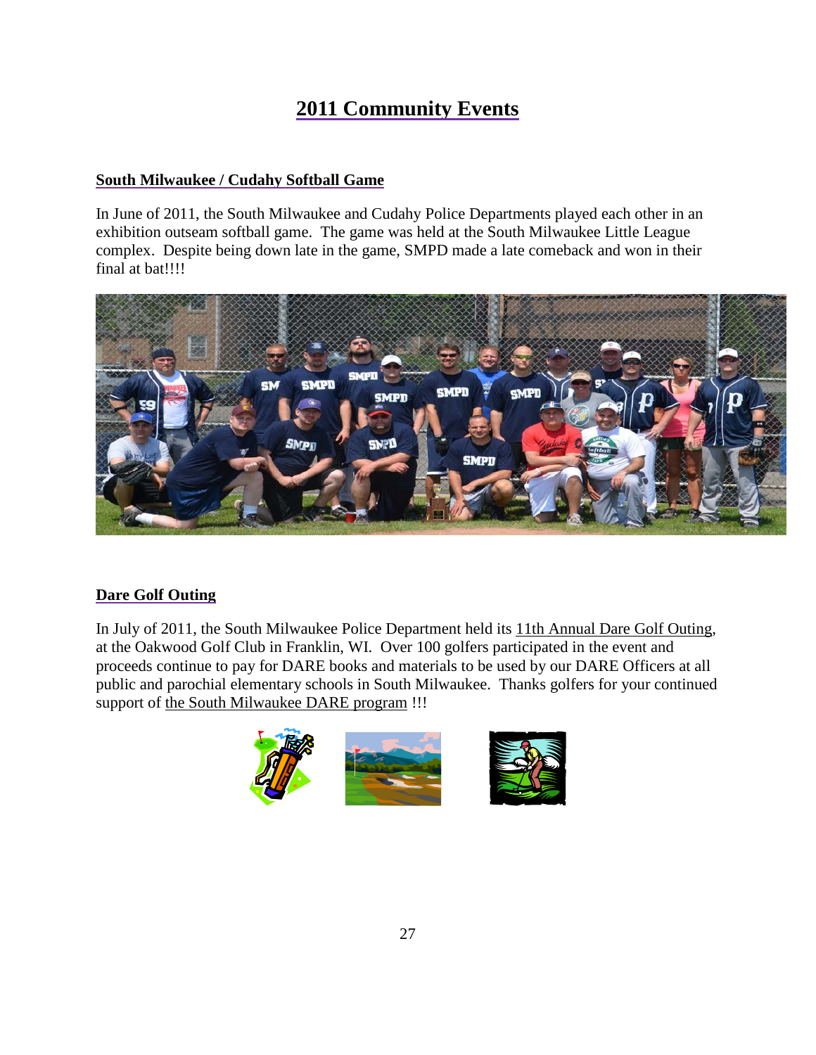# 2011 Community Events

### South Milwaukee / Cudahy Softball Game

In June of 2011, the South Milwaukee and Cudahy Police Departments played each other in an exhibition outseam softball game. The game was held at the South Milwaukee Little League complex. Despite being down late in the game, SMPD made a late comeback and won in their final at bat!!!!

### Dare Golf Outing

In July of 2011, the South Milwaukee Police Department held its 11th Annual Dare Golf Outing, at the Oakwood Golf Club in Franklin, WI. Over 100 golfers participated in the event and proceeds continue to pay for DARE books and materials to be used by our DARE Officers at all public and parochial elementary schools in South Milwaukee. Thanks golfers for your continued support of the South Milwaukee DARE program !!!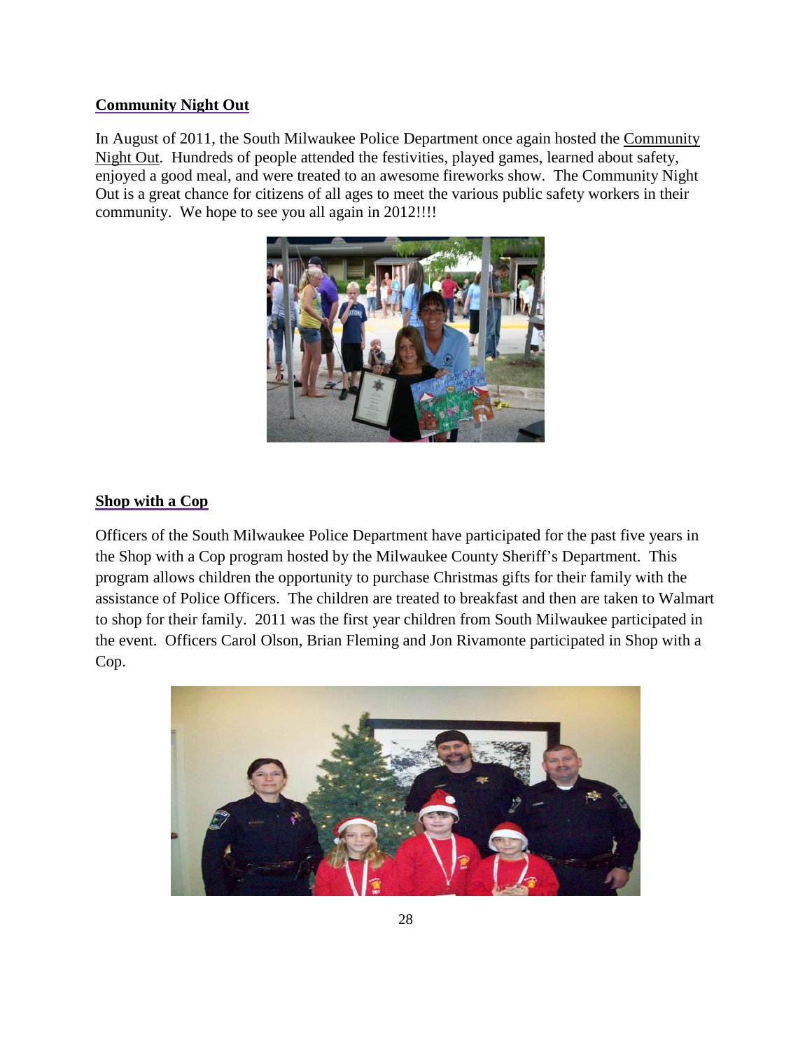**Community Night Out**

In August of 2011, the South Milwaukee Police Department once again hosted the Community Night Out. Hundreds of people attended the festivities, played games, learned about safety, enjoyed a good meal, and were treated to an awesome fireworks show. The Community Night Out is a great chance for citizens of all ages to meet the various public safety workers in their community. We hope to see you all again in 2012!!!!

**Shop with a Cop**

Officers of the South Milwaukee Police Department have participated for the past five years in the Shop with a Cop program hosted by the Milwaukee County Sheriff's Department. This program allows children the opportunity to purchase Christmas gifts for their family with the assistance of Police Officers. The children are treated to breakfast and then are taken to Walmart to shop for their family. 2011 was the first year children from South Milwaukee participated in the event. Officers Carol Olson, Brian Fleming and Jon Rivamonte participated in Shop with a Cop.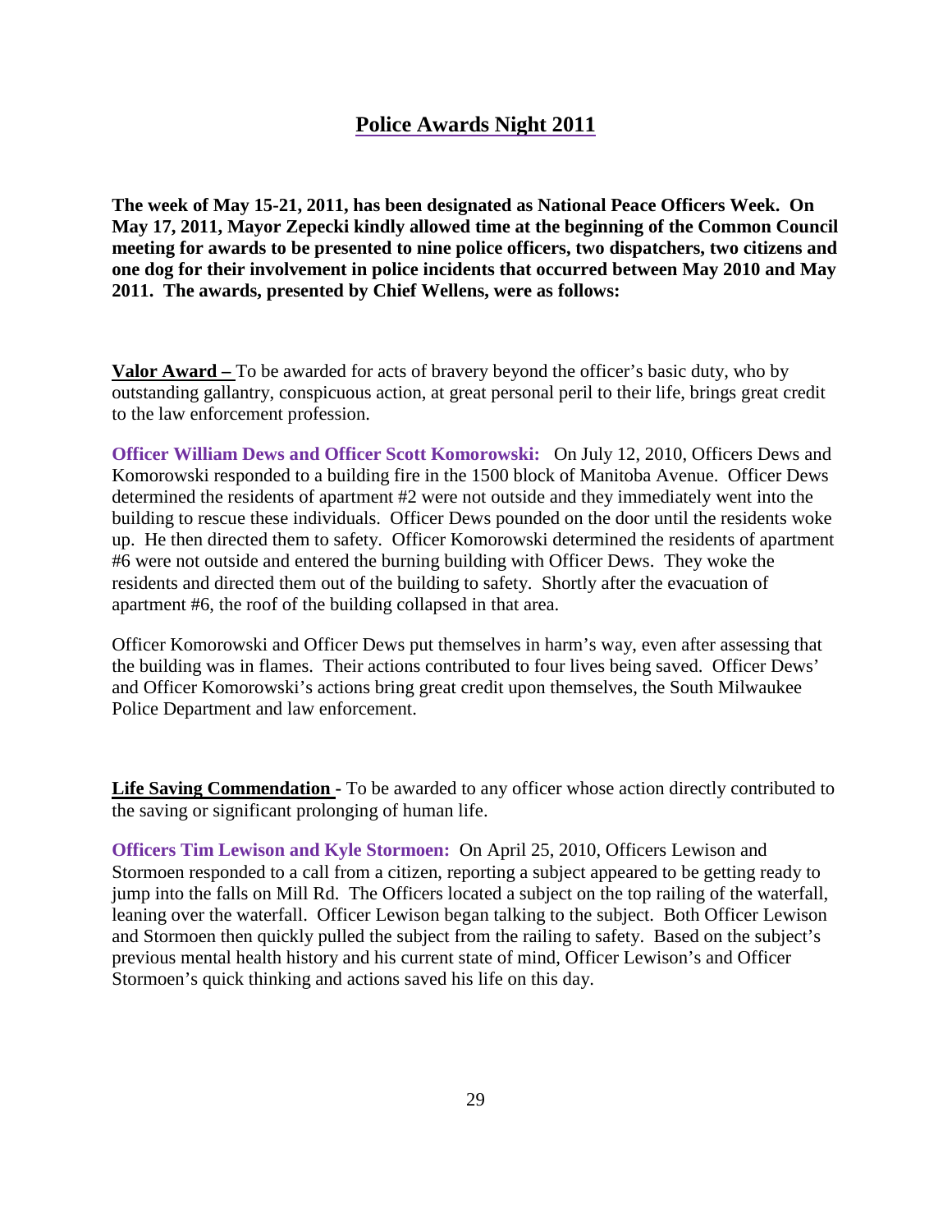# Police Awards Night 2011

**The week of May 15-21, 2011, has been designated as National Peace Officers Week. On May 17, 2011, Mayor Zepecki kindly allowed time at the beginning of the Common Council meeting for awards to be presented to nine police officers, two dispatchers, two citizens and one dog for their involvement in police incidents that occurred between May 2010 and May 2011. The awards, presented by Chief Wellens, were as follows:**

**Valor Award –** To be awarded for acts of bravery beyond the officer's basic duty, who by outstanding gallantry, conspicuous action, at great personal peril to their life, brings great credit to the law enforcement profession.

**Officer William Dews and Officer Scott Komorowski:** On July 12, 2010, Officers Dews and Komorowski responded to a building fire in the 1500 block of Manitoba Avenue. Officer Dews determined the residents of apartment #2 were not outside and they immediately went into the building to rescue these individuals. Officer Dews pounded on the door until the residents woke up. He then directed them to safety. Officer Komorowski determined the residents of apartment #6 were not outside and entered the burning building with Officer Dews. They woke the residents and directed them out of the building to safety. Shortly after the evacuation of apartment #6, the roof of the building collapsed in that area.

Officer Komorowski and Officer Dews put themselves in harm's way, even after assessing that the building was in flames. Their actions contributed to four lives being saved. Officer Dews' and Officer Komorowski's actions bring great credit upon themselves, the South Milwaukee Police Department and law enforcement.

**Life Saving Commendation -** To be awarded to any officer whose action directly contributed to the saving or significant prolonging of human life.

**Officers Tim Lewison and Kyle Stormoen:** On April 25, 2010, Officers Lewison and Stormoen responded to a call from a citizen, reporting a subject appeared to be getting ready to jump into the falls on Mill Rd. The Officers located a subject on the top railing of the waterfall, leaning over the waterfall. Officer Lewison began talking to the subject. Both Officer Lewison and Stormoen then quickly pulled the subject from the railing to safety. Based on the subject's previous mental health history and his current state of mind, Officer Lewison's and Officer Stormoen's quick thinking and actions saved his life on this day.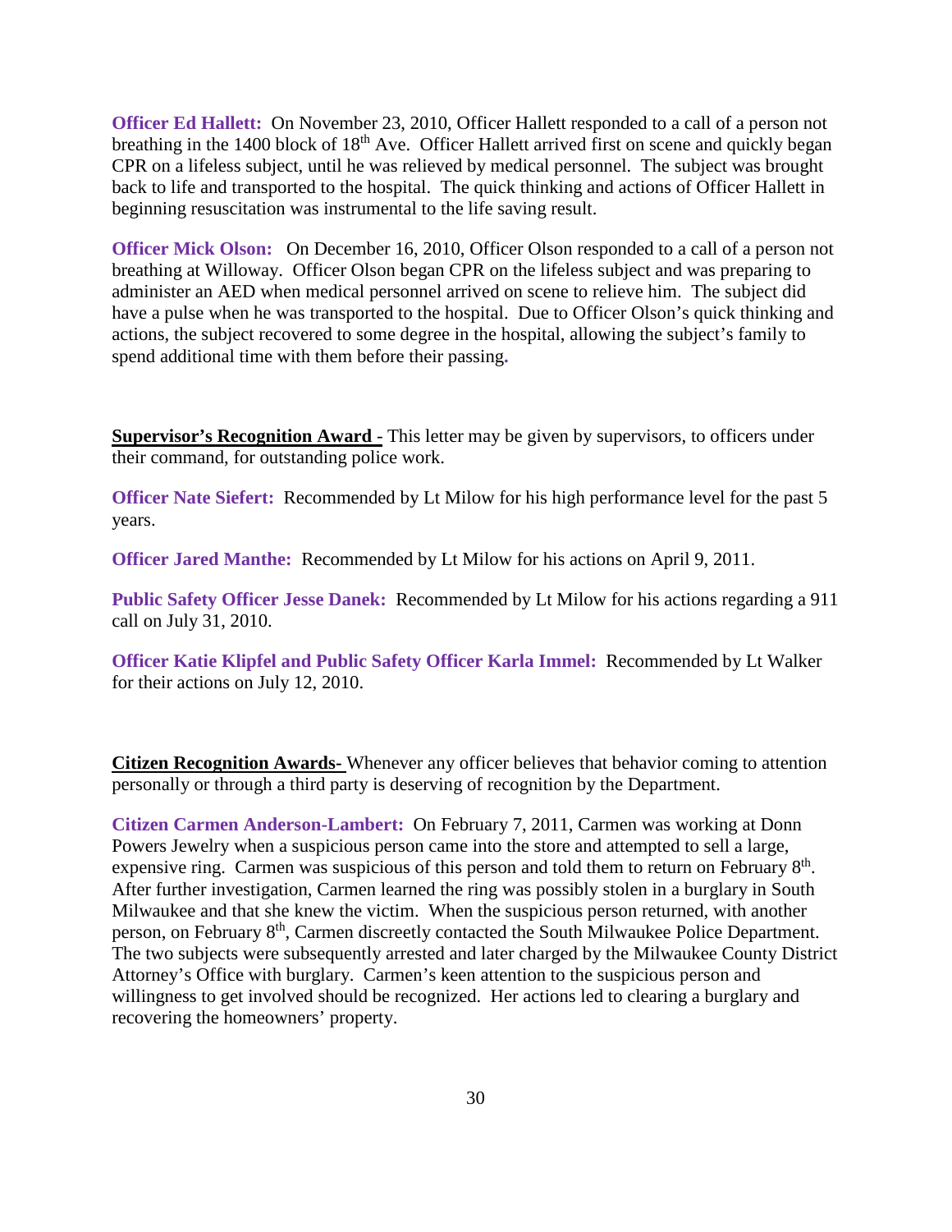**Officer Ed Hallett:** On November 23, 2010, Officer Hallett responded to a call of a person not breathing in the 1400 block of 18th Ave. Officer Hallett arrived first on scene and quickly began CPR on a lifeless subject, until he was relieved by medical personnel. The subject was brought back to life and transported to the hospital. The quick thinking and actions of Officer Hallett in beginning resuscitation was instrumental to the life saving result.

**Officer Mick Olson:** On December 16, 2010, Officer Olson responded to a call of a person not breathing at Willoway. Officer Olson began CPR on the lifeless subject and was preparing to administer an AED when medical personnel arrived on scene to relieve him. The subject did have a pulse when he was transported to the hospital. Due to Officer Olson's quick thinking and actions, the subject recovered to some degree in the hospital, allowing the subject's family to spend additional time with them before their passing.

**Supervisor's Recognition Award -** This letter may be given by supervisors, to officers under their command, for outstanding police work.

**Officer Nate Siefert:** Recommended by Lt Milow for his high performance level for the past 5 years.

**Officer Jared Manthe:** Recommended by Lt Milow for his actions on April 9, 2011.

**Public Safety Officer Jesse Danek:** Recommended by Lt Milow for his actions regarding a 911 call on July 31, 2010.

**Officer Katie Klipfel and Public Safety Officer Karla Immel:** Recommended by Lt Walker for their actions on July 12, 2010.

**Citizen Recognition Awards-** Whenever any officer believes that behavior coming to attention personally or through a third party is deserving of recognition by the Department.

**Citizen Carmen Anderson-Lambert:** On February 7, 2011, Carmen was working at Donn Powers Jewelry when a suspicious person came into the store and attempted to sell a large, expensive ring. Carmen was suspicious of this person and told them to return on February 8th. After further investigation, Carmen learned the ring was possibly stolen in a burglary in South Milwaukee and that she knew the victim. When the suspicious person returned, with another person, on February 8th, Carmen discreetly contacted the South Milwaukee Police Department. The two subjects were subsequently arrested and later charged by the Milwaukee County District Attorney's Office with burglary. Carmen's keen attention to the suspicious person and willingness to get involved should be recognized. Her actions led to clearing a burglary and recovering the homeowners' property.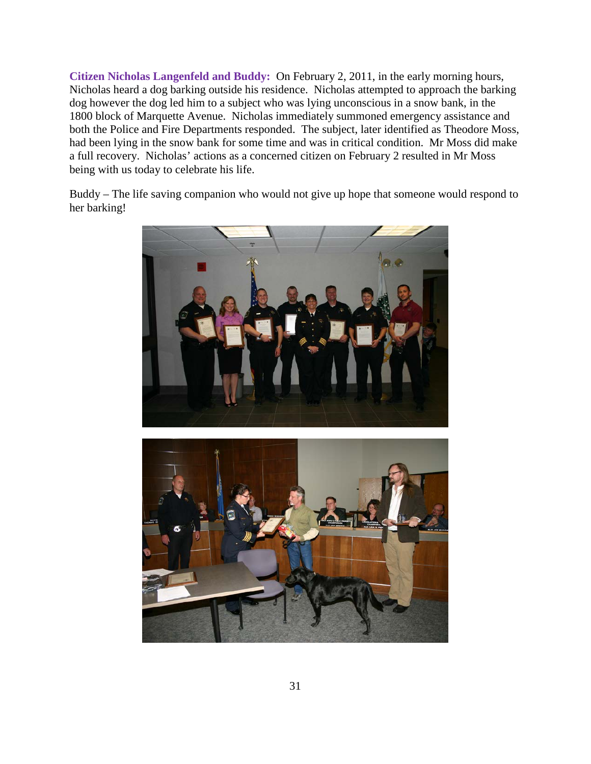**Citizen Nicholas Langenfeld and Buddy:** On February 2, 2011, in the early morning hours, Nicholas heard a dog barking outside his residence. Nicholas attempted to approach the barking dog however the dog led him to a subject who was lying unconscious in a snow bank, in the 1800 block of Marquette Avenue. Nicholas immediately summoned emergency assistance and both the Police and Fire Departments responded. The subject, later identified as Theodore Moss, had been lying in the snow bank for some time and was in critical condition. Mr Moss did make a full recovery. Nicholas' actions as a concerned citizen on February 2 resulted in Mr Moss being with us today to celebrate his life.

Buddy – The life saving companion who would not give up hope that someone would respond to her barking!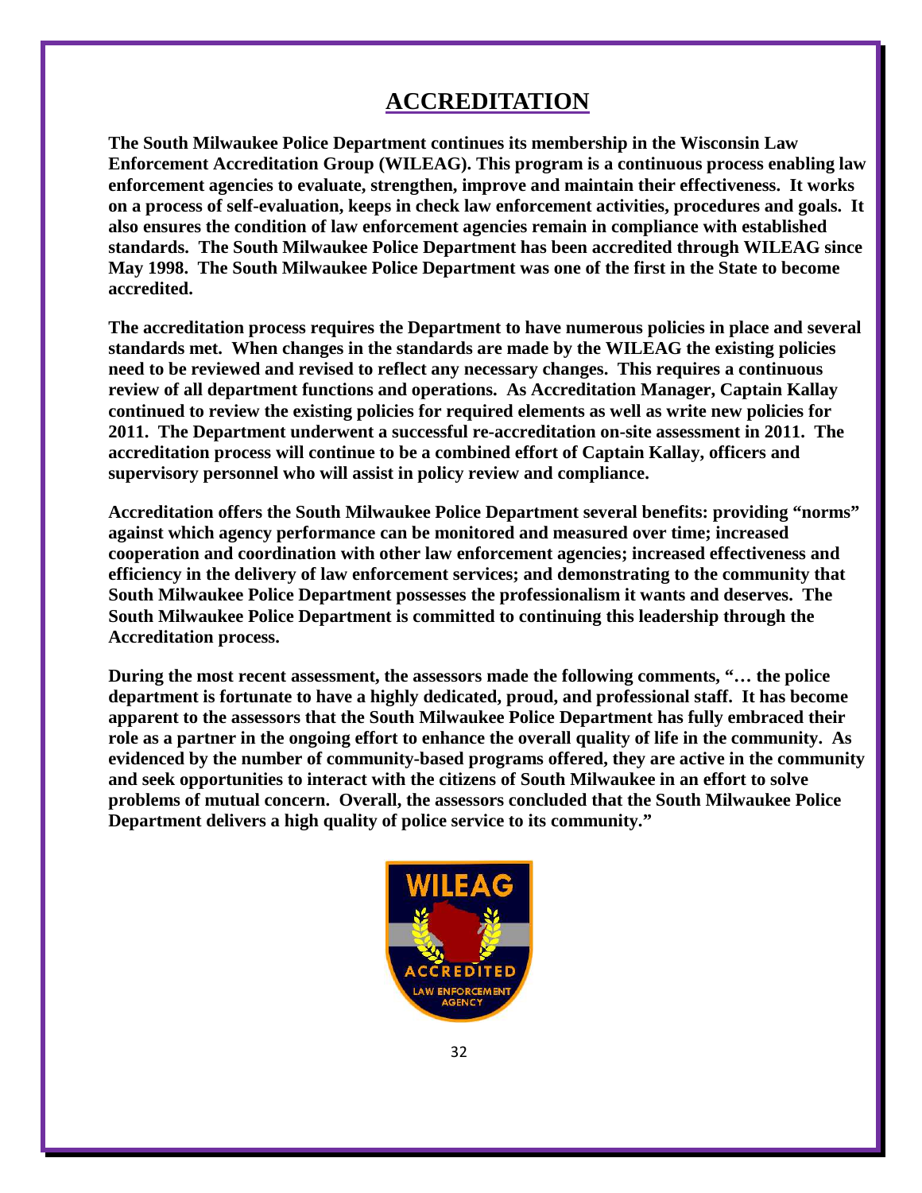# ACCREDITATION

**The South Milwaukee Police Department continues its membership in the Wisconsin Law Enforcement Accreditation Group (WILEAG). This program is a continuous process enabling law enforcement agencies to evaluate, strengthen, improve and maintain their effectiveness. It works on a process of self-evaluation, keeps in check law enforcement activities, procedures and goals. It also ensures the condition of law enforcement agencies remain in compliance with established standards. The South Milwaukee Police Department has been accredited through WILEAG since May 1998. The South Milwaukee Police Department was one of the first in the State to become accredited.**

**The accreditation process requires the Department to have numerous policies in place and several standards met. When changes in the standards are made by the WILEAG the existing policies need to be reviewed and revised to reflect any necessary changes. This requires a continuous review of all department functions and operations. As Accreditation Manager, Captain Kallay continued to review the existing policies for required elements as well as write new policies for 2011. The Department underwent a successful re-accreditation on-site assessment in 2011. The accreditation process will continue to be a combined effort of Captain Kallay, officers and supervisory personnel who will assist in policy review and compliance.**

**Accreditation offers the South Milwaukee Police Department several benefits: providing "norms" against which agency performance can be monitored and measured over time; increased cooperation and coordination with other law enforcement agencies; increased effectiveness and efficiency in the delivery of law enforcement services; and demonstrating to the community that South Milwaukee Police Department possesses the professionalism it wants and deserves. The South Milwaukee Police Department is committed to continuing this leadership through the Accreditation process.**

**During the most recent assessment, the assessors made the following comments, "… the police department is fortunate to have a highly dedicated, proud, and professional staff. It has become apparent to the assessors that the South Milwaukee Police Department has fully embraced their role as a partner in the ongoing effort to enhance the overall quality of life in the community. As evidenced by the number of community-based programs offered, they are active in the community and seek opportunities to interact with the citizens of South Milwaukee in an effort to solve problems of mutual concern. Overall, the assessors concluded that the South Milwaukee Police Department delivers a high quality of police service to its community."**